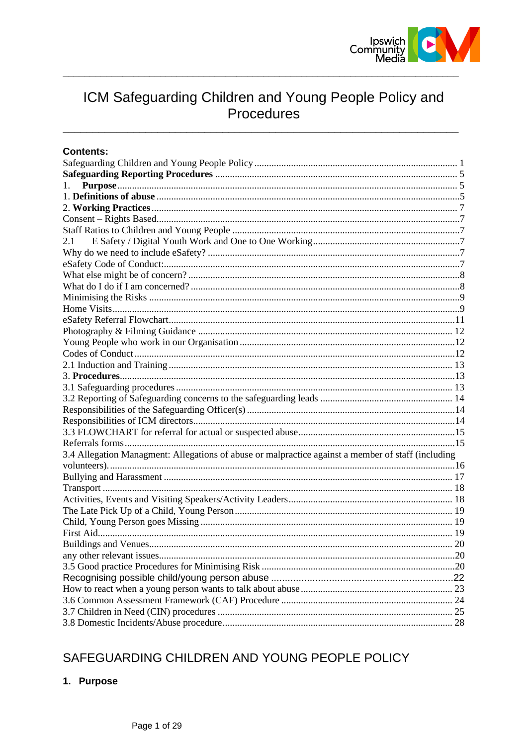# ICM Safeguarding Children and Young People Policy and Procedures

**Contents:**

Safeguarding Children and Young People Policy ........ 1
**Safeguarding Reporting Procedures** ........ 5
1. **Purpose** ........ 5
1. **Definitions of abuse** ........ 5
2. **Working Practices** ........ 7
Consent – Rights Based ........ 7
Staff Ratios to Children and Young People ........ 7
2.1 E Safety / Digital Youth Work and One to One Working ........ 7
Why do we need to include eSafety? ........ 7
eSafety Code of Conduct: ........ 7
What else might be of concern? ........ 8
What do I do if I am concerned? ........ 8
Minimising the Risks ........ 9
Home Visits ........ 9
eSafety Referral Flowchart ........ 11
Photography & Filming Guidance ........ 12
Young People who work in our Organisation ........ 12
Codes of Conduct ........ 12
2.1 Induction and Training ........ 13
3. **Procedures** ........ 13
3.1 Safeguarding procedures ........ 13
3.2 Reporting of Safeguarding concerns to the safeguarding leads ........ 14
Responsibilities of the Safeguarding Officer(s) ........ 14
Responsibilities of ICM directors ........ 14
3.3 FLOWCHART for referral for actual or suspected abuse ........ 15
Referrals forms ........ 15
3.4 Allegation Managment: Allegations of abuse or malpractice against a member of staff (including volunteers) ........ 16
Bullying and Harassment ........ 17
Transport ........ 18
Activities, Events and Visiting Speakers/Activity Leaders ........ 18
The Late Pick Up of a Child, Young Person ........ 19
Child, Young Person goes Missing ........ 19
First Aid ........ 19
Buildings and Venues ........ 20
any other relevant issues ........ 20
3.5 Good practice Procedures for Minimising Risk ........ 20
Recognising possible child/young person abuse ........ 22
How to react when a young person wants to talk about abuse ........ 23
3.6 Common Assessment Framework (CAF) Procedure ........ 24
3.7 Children in Need (CIN) procedures ........ 25
3.8 Domestic Incidents/Abuse procedure ........ 28

## SAFEGUARDING CHILDREN AND YOUNG PEOPLE POLICY

### 1. Purpose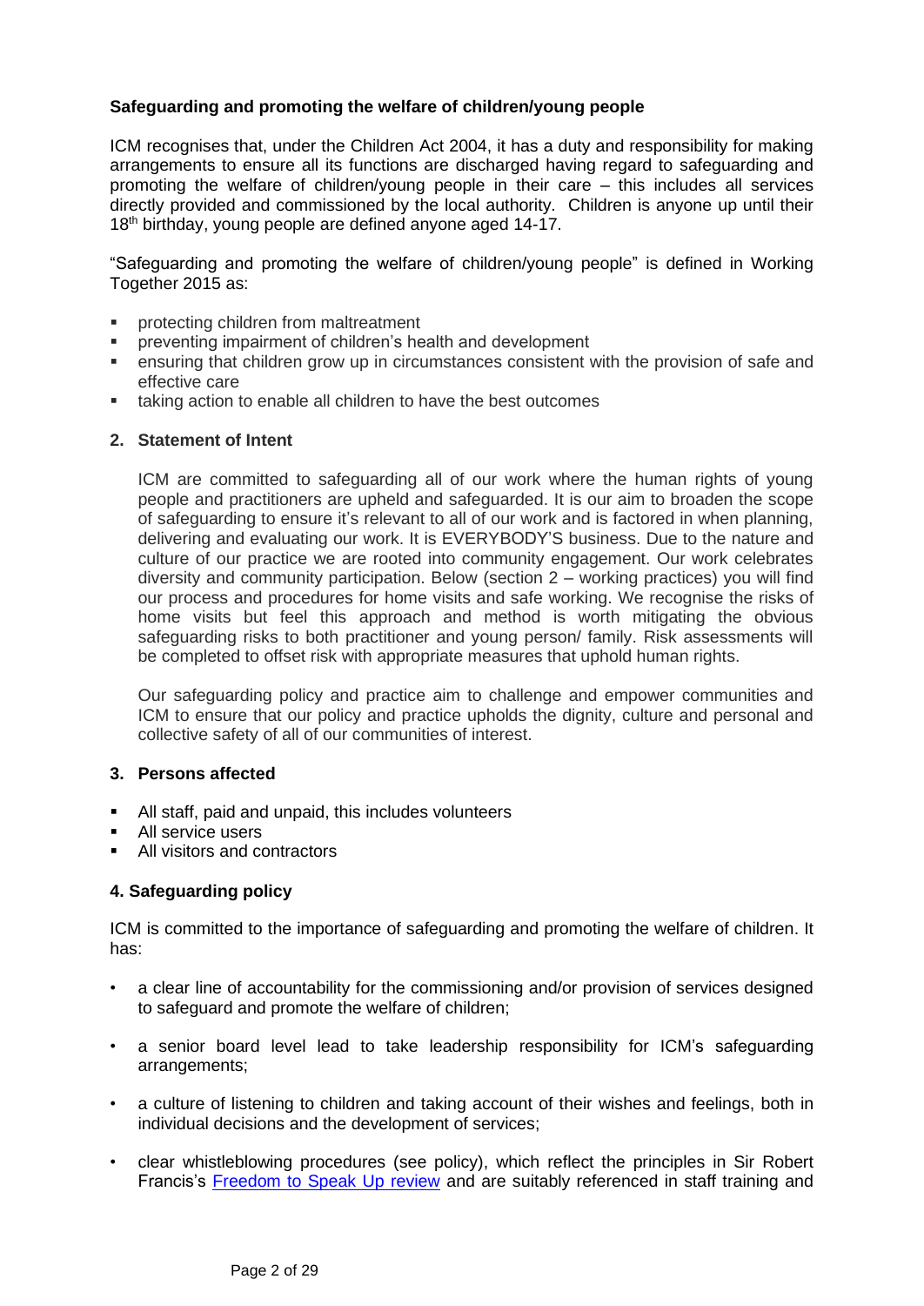**Safeguarding and promoting the welfare of children/young people**

ICM recognises that, under the Children Act 2004, it has a duty and responsibility for making arrangements to ensure all its functions are discharged having regard to safeguarding and promoting the welfare of children/young people in their care – this includes all services directly provided and commissioned by the local authority. Children is anyone up until their 18th birthday, young people are defined anyone aged 14-17.

"Safeguarding and promoting the welfare of children/young people" is defined in Working Together 2015 as:

- protecting children from maltreatment
- preventing impairment of children's health and development
- ensuring that children grow up in circumstances consistent with the provision of safe and effective care
- taking action to enable all children to have the best outcomes

## 2. Statement of Intent

ICM are committed to safeguarding all of our work where the human rights of young people and practitioners are upheld and safeguarded. It is our aim to broaden the scope of safeguarding to ensure it's relevant to all of our work and is factored in when planning, delivering and evaluating our work. It is EVERYBODY'S business. Due to the nature and culture of our practice we are rooted into community engagement. Our work celebrates diversity and community participation. Below (section 2 – working practices) you will find our process and procedures for home visits and safe working. We recognise the risks of home visits but feel this approach and method is worth mitigating the obvious safeguarding risks to both practitioner and young person/ family. Risk assessments will be completed to offset risk with appropriate measures that uphold human rights.

Our safeguarding policy and practice aim to challenge and empower communities and ICM to ensure that our policy and practice upholds the dignity, culture and personal and collective safety of all of our communities of interest.

## 3. Persons affected

- All staff, paid and unpaid, this includes volunteers
- All service users
- All visitors and contractors

## 4. Safeguarding policy

ICM is committed to the importance of safeguarding and promoting the welfare of children. It has:

- a clear line of accountability for the commissioning and/or provision of services designed to safeguard and promote the welfare of children;
- a senior board level lead to take leadership responsibility for ICM's safeguarding arrangements;
- a culture of listening to children and taking account of their wishes and feelings, both in individual decisions and the development of services;
- clear whistleblowing procedures (see policy), which reflect the principles in Sir Robert Francis's Freedom to Speak Up review and are suitably referenced in staff training and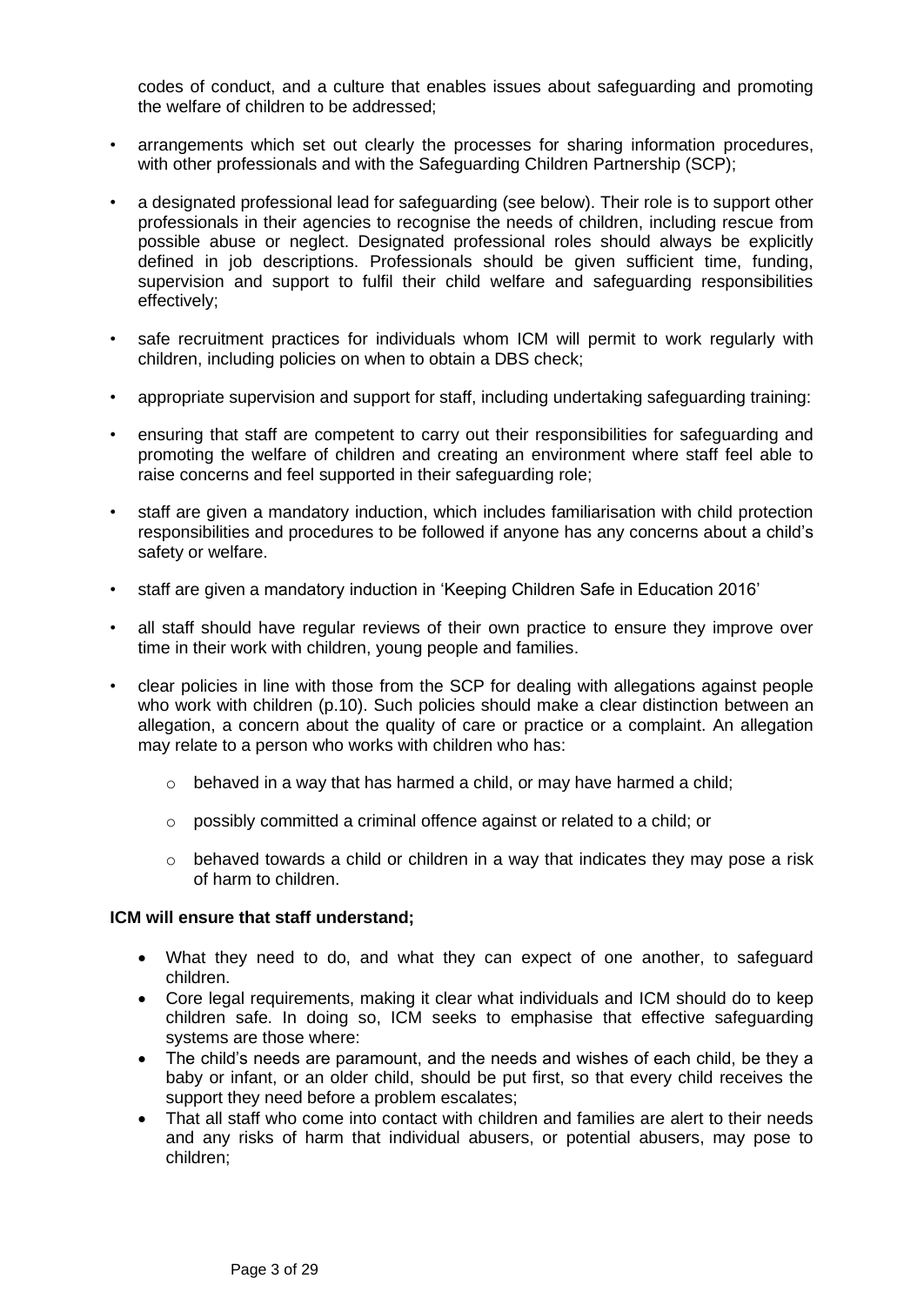codes of conduct, and a culture that enables issues about safeguarding and promoting the welfare of children to be addressed;

- arrangements which set out clearly the processes for sharing information procedures, with other professionals and with the Safeguarding Children Partnership (SCP);
- a designated professional lead for safeguarding (see below). Their role is to support other professionals in their agencies to recognise the needs of children, including rescue from possible abuse or neglect. Designated professional roles should always be explicitly defined in job descriptions. Professionals should be given sufficient time, funding, supervision and support to fulfil their child welfare and safeguarding responsibilities effectively;
- safe recruitment practices for individuals whom ICM will permit to work regularly with children, including policies on when to obtain a DBS check;
- appropriate supervision and support for staff, including undertaking safeguarding training:
- ensuring that staff are competent to carry out their responsibilities for safeguarding and promoting the welfare of children and creating an environment where staff feel able to raise concerns and feel supported in their safeguarding role;
- staff are given a mandatory induction, which includes familiarisation with child protection responsibilities and procedures to be followed if anyone has any concerns about a child's safety or welfare.
- staff are given a mandatory induction in 'Keeping Children Safe in Education 2016'
- all staff should have regular reviews of their own practice to ensure they improve over time in their work with children, young people and families.
- clear policies in line with those from the SCP for dealing with allegations against people who work with children (p.10). Such policies should make a clear distinction between an allegation, a concern about the quality of care or practice or a complaint. An allegation may relate to a person who works with children who has:
  - behaved in a way that has harmed a child, or may have harmed a child;
  - possibly committed a criminal offence against or related to a child; or
  - behaved towards a child or children in a way that indicates they may pose a risk of harm to children.

**ICM will ensure that staff understand;**

- What they need to do, and what they can expect of one another, to safeguard children.
- Core legal requirements, making it clear what individuals and ICM should do to keep children safe. In doing so, ICM seeks to emphasise that effective safeguarding systems are those where:
- The child's needs are paramount, and the needs and wishes of each child, be they a baby or infant, or an older child, should be put first, so that every child receives the support they need before a problem escalates;
- That all staff who come into contact with children and families are alert to their needs and any risks of harm that individual abusers, or potential abusers, may pose to children;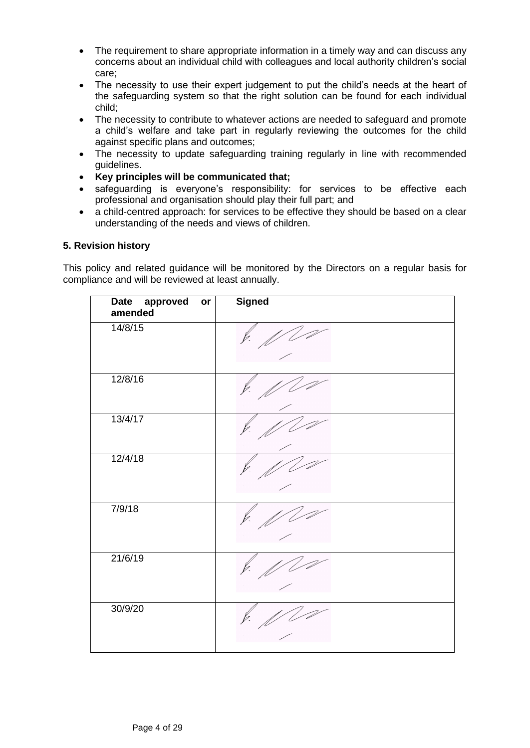- The requirement to share appropriate information in a timely way and can discuss any concerns about an individual child with colleagues and local authority children's social care;
- The necessity to use their expert judgement to put the child's needs at the heart of the safeguarding system so that the right solution can be found for each individual child;
- The necessity to contribute to whatever actions are needed to safeguard and promote a child's welfare and take part in regularly reviewing the outcomes for the child against specific plans and outcomes;
- The necessity to update safeguarding training regularly in line with recommended guidelines.
- **Key principles will be communicated that;**
- safeguarding is everyone's responsibility: for services to be effective each professional and organisation should play their full part; and
- a child-centred approach: for services to be effective they should be based on a clear understanding of the needs and views of children.

### 5. Revision history

This policy and related guidance will be monitored by the Directors on a regular basis for compliance and will be reviewed at least annually.

| Date approved or amended | Signed |
|---|---|
| 14/8/15 | [signature] |
| 12/8/16 | [signature] |
| 13/4/17 | [signature] |
| 12/4/18 | [signature] |
| 7/9/18 | [signature] |
| 21/6/19 | [signature] |
| 30/9/20 | [signature] |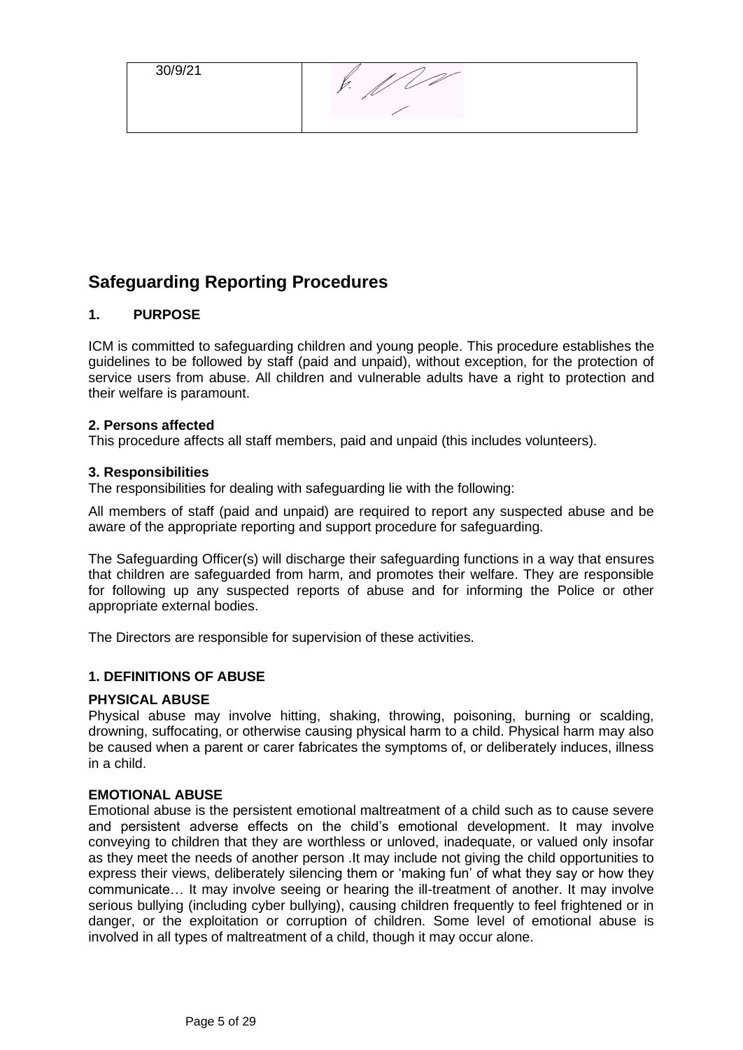| 30/9/21 | |
|---|---|

## Safeguarding Reporting Procedures

### 1. PURPOSE

ICM is committed to safeguarding children and young people. This procedure establishes the guidelines to be followed by staff (paid and unpaid), without exception, for the protection of service users from abuse. All children and vulnerable adults have a right to protection and their welfare is paramount.

**2. Persons affected**

This procedure affects all staff members, paid and unpaid (this includes volunteers).

**3. Responsibilities**

The responsibilities for dealing with safeguarding lie with the following:

All members of staff (paid and unpaid) are required to report any suspected abuse and be aware of the appropriate reporting and support procedure for safeguarding.

The Safeguarding Officer(s) will discharge their safeguarding functions in a way that ensures that children are safeguarded from harm, and promotes their welfare. They are responsible for following up any suspected reports of abuse and for informing the Police or other appropriate external bodies.

The Directors are responsible for supervision of these activities.

### 1. DEFINITIONS OF ABUSE

**PHYSICAL ABUSE**

Physical abuse may involve hitting, shaking, throwing, poisoning, burning or scalding, drowning, suffocating, or otherwise causing physical harm to a child. Physical harm may also be caused when a parent or carer fabricates the symptoms of, or deliberately induces, illness in a child.

**EMOTIONAL ABUSE**

Emotional abuse is the persistent emotional maltreatment of a child such as to cause severe and persistent adverse effects on the child's emotional development. It may involve conveying to children that they are worthless or unloved, inadequate, or valued only insofar as they meet the needs of another person .It may include not giving the child opportunities to express their views, deliberately silencing them or 'making fun' of what they say or how they communicate… It may involve seeing or hearing the ill-treatment of another. It may involve serious bullying (including cyber bullying), causing children frequently to feel frightened or in danger, or the exploitation or corruption of children. Some level of emotional abuse is involved in all types of maltreatment of a child, though it may occur alone.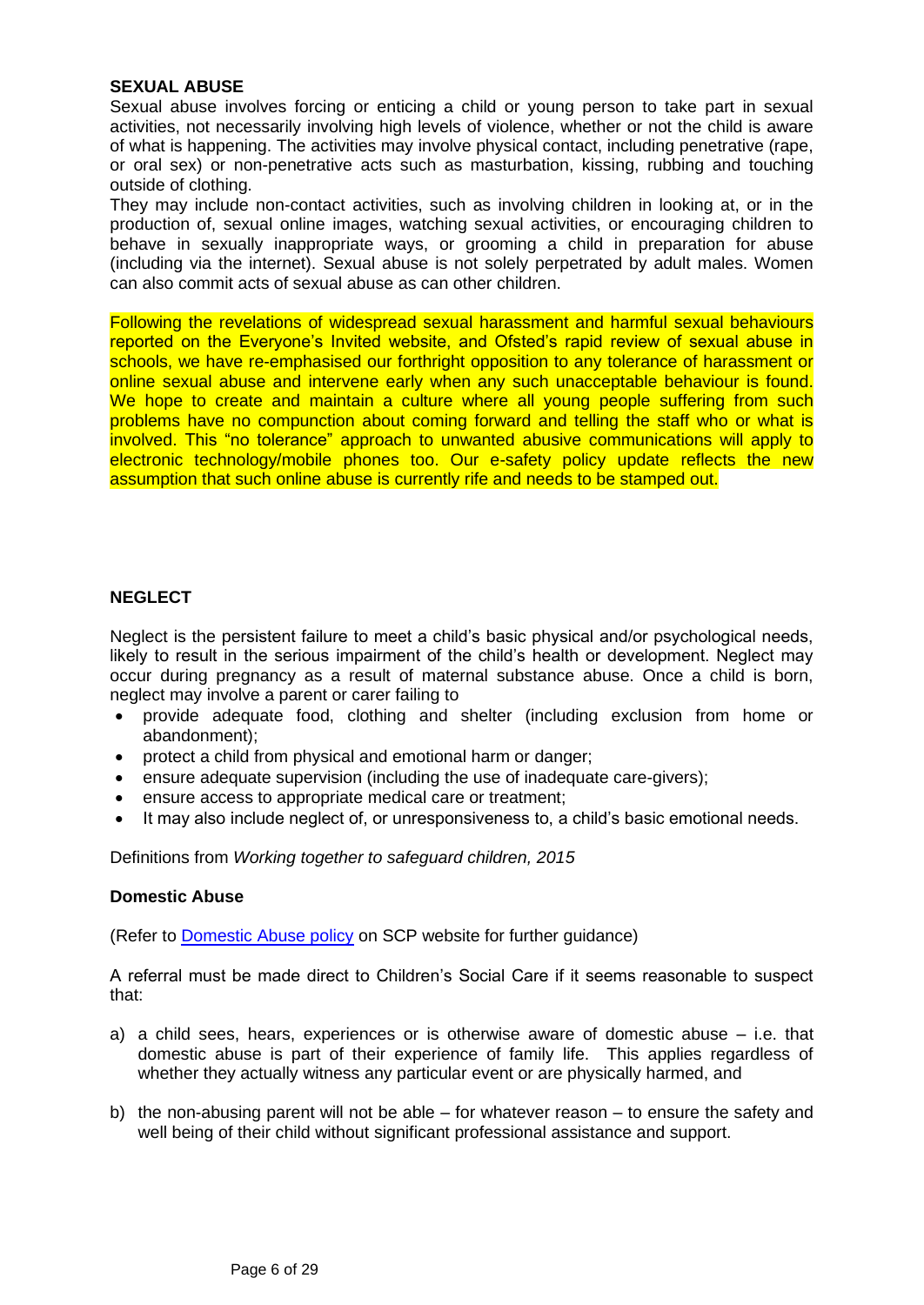**SEXUAL ABUSE**

Sexual abuse involves forcing or enticing a child or young person to take part in sexual activities, not necessarily involving high levels of violence, whether or not the child is aware of what is happening. The activities may involve physical contact, including penetrative (rape, or oral sex) or non-penetrative acts such as masturbation, kissing, rubbing and touching outside of clothing.

They may include non-contact activities, such as involving children in looking at, or in the production of, sexual online images, watching sexual activities, or encouraging children to behave in sexually inappropriate ways, or grooming a child in preparation for abuse (including via the internet). Sexual abuse is not solely perpetrated by adult males. Women can also commit acts of sexual abuse as can other children.

Following the revelations of widespread sexual harassment and harmful sexual behaviours reported on the Everyone's Invited website, and Ofsted's rapid review of sexual abuse in schools, we have re-emphasised our forthright opposition to any tolerance of harassment or online sexual abuse and intervene early when any such unacceptable behaviour is found. We hope to create and maintain a culture where all young people suffering from such problems have no compunction about coming forward and telling the staff who or what is involved. This "no tolerance" approach to unwanted abusive communications will apply to electronic technology/mobile phones too. Our e-safety policy update reflects the new assumption that such online abuse is currently rife and needs to be stamped out.

**NEGLECT**

Neglect is the persistent failure to meet a child's basic physical and/or psychological needs, likely to result in the serious impairment of the child's health or development. Neglect may occur during pregnancy as a result of maternal substance abuse. Once a child is born, neglect may involve a parent or carer failing to

- provide adequate food, clothing and shelter (including exclusion from home or abandonment);
- protect a child from physical and emotional harm or danger;
- ensure adequate supervision (including the use of inadequate care-givers);
- ensure access to appropriate medical care or treatment;
- It may also include neglect of, or unresponsiveness to, a child's basic emotional needs.

Definitions from *Working together to safeguard children, 2015*

**Domestic Abuse**

(Refer to Domestic Abuse policy on SCP website for further guidance)

A referral must be made direct to Children's Social Care if it seems reasonable to suspect that:

a) a child sees, hears, experiences or is otherwise aware of domestic abuse – i.e. that domestic abuse is part of their experience of family life. This applies regardless of whether they actually witness any particular event or are physically harmed, and

b) the non-abusing parent will not be able – for whatever reason – to ensure the safety and well being of their child without significant professional assistance and support.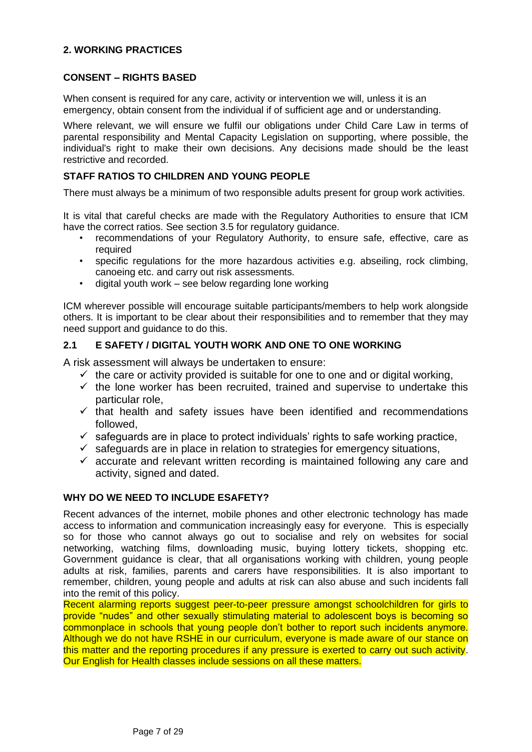## 2. WORKING PRACTICES

### CONSENT – RIGHTS BASED

When consent is required for any care, activity or intervention we will, unless it is an emergency, obtain consent from the individual if of sufficient age and or understanding.

Where relevant, we will ensure we fulfil our obligations under Child Care Law in terms of parental responsibility and Mental Capacity Legislation on supporting, where possible, the individual's right to make their own decisions. Any decisions made should be the least restrictive and recorded.

### STAFF RATIOS TO CHILDREN AND YOUNG PEOPLE

There must always be a minimum of two responsible adults present for group work activities.

It is vital that careful checks are made with the Regulatory Authorities to ensure that ICM have the correct ratios. See section 3.5 for regulatory guidance.

- recommendations of your Regulatory Authority, to ensure safe, effective, care as required
- specific regulations for the more hazardous activities e.g. abseiling, rock climbing, canoeing etc. and carry out risk assessments.
- digital youth work – see below regarding lone working

ICM wherever possible will encourage suitable participants/members to help work alongside others. It is important to be clear about their responsibilities and to remember that they may need support and guidance to do this.

### 2.1 E SAFETY / DIGITAL YOUTH WORK AND ONE TO ONE WORKING

A risk assessment will always be undertaken to ensure:

- ✓ the care or activity provided is suitable for one to one and or digital working,
- ✓ the lone worker has been recruited, trained and supervise to undertake this particular role,
- ✓ that health and safety issues have been identified and recommendations followed,
- ✓ safeguards are in place to protect individuals' rights to safe working practice,
- ✓ safeguards are in place in relation to strategies for emergency situations,
- ✓ accurate and relevant written recording is maintained following any care and activity, signed and dated.

### WHY DO WE NEED TO INCLUDE ESAFETY?

Recent advances of the internet, mobile phones and other electronic technology has made access to information and communication increasingly easy for everyone. This is especially so for those who cannot always go out to socialise and rely on websites for social networking, watching films, downloading music, buying lottery tickets, shopping etc. Government guidance is clear, that all organisations working with children, young people adults at risk, families, parents and carers have responsibilities. It is also important to remember, children, young people and adults at risk can also abuse and such incidents fall into the remit of this policy.

Recent alarming reports suggest peer-to-peer pressure amongst schoolchildren for girls to provide "nudes" and other sexually stimulating material to adolescent boys is becoming so commonplace in schools that young people don't bother to report such incidents anymore. Although we do not have RSHE in our curriculum, everyone is made aware of our stance on this matter and the reporting procedures if any pressure is exerted to carry out such activity. Our English for Health classes include sessions on all these matters.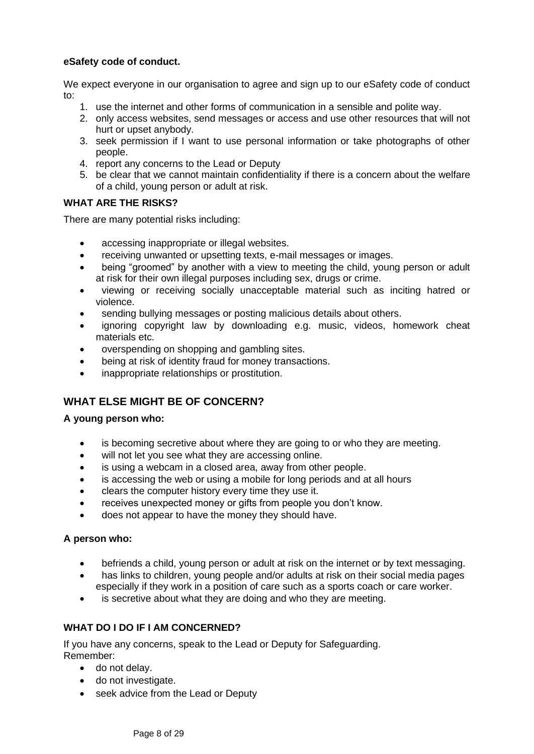**eSafety code of conduct.**

We expect everyone in our organisation to agree and sign up to our eSafety code of conduct to:

1. use the internet and other forms of communication in a sensible and polite way.
2. only access websites, send messages or access and use other resources that will not hurt or upset anybody.
3. seek permission if I want to use personal information or take photographs of other people.
4. report any concerns to the Lead or Deputy
5. be clear that we cannot maintain confidentiality if there is a concern about the welfare of a child, young person or adult at risk.

**WHAT ARE THE RISKS?**

There are many potential risks including:

- accessing inappropriate or illegal websites.
- receiving unwanted or upsetting texts, e-mail messages or images.
- being "groomed" by another with a view to meeting the child, young person or adult at risk for their own illegal purposes including sex, drugs or crime.
- viewing or receiving socially unacceptable material such as inciting hatred or violence.
- sending bullying messages or posting malicious details about others.
- ignoring copyright law by downloading e.g. music, videos, homework cheat materials etc.
- overspending on shopping and gambling sites.
- being at risk of identity fraud for money transactions.
- inappropriate relationships or prostitution.

## WHAT ELSE MIGHT BE OF CONCERN?

**A young person who:**

- is becoming secretive about where they are going to or who they are meeting.
- will not let you see what they are accessing online.
- is using a webcam in a closed area, away from other people.
- is accessing the web or using a mobile for long periods and at all hours
- clears the computer history every time they use it.
- receives unexpected money or gifts from people you don't know.
- does not appear to have the money they should have.

**A person who:**

- befriends a child, young person or adult at risk on the internet or by text messaging.
- has links to children, young people and/or adults at risk on their social media pages especially if they work in a position of care such as a sports coach or care worker.
- is secretive about what they are doing and who they are meeting.

**WHAT DO I DO IF I AM CONCERNED?**

If you have any concerns, speak to the Lead or Deputy for Safeguarding.
Remember:

- do not delay.
- do not investigate.
- seek advice from the Lead or Deputy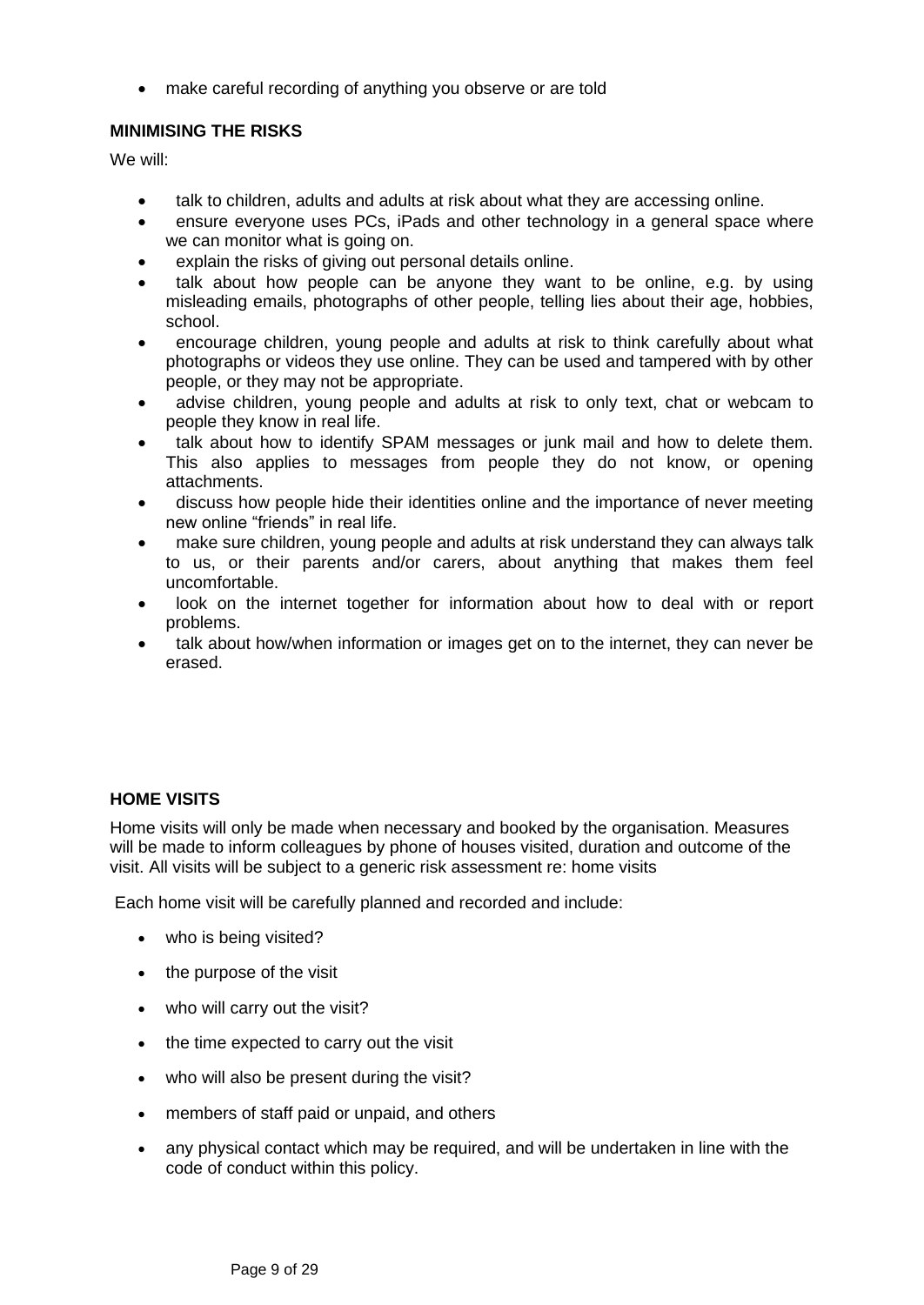- make careful recording of anything you observe or are told

**MINIMISING THE RISKS**

We will:

- talk to children, adults and adults at risk about what they are accessing online.
- ensure everyone uses PCs, iPads and other technology in a general space where we can monitor what is going on.
- explain the risks of giving out personal details online.
- talk about how people can be anyone they want to be online, e.g. by using misleading emails, photographs of other people, telling lies about their age, hobbies, school.
- encourage children, young people and adults at risk to think carefully about what photographs or videos they use online. They can be used and tampered with by other people, or they may not be appropriate.
- advise children, young people and adults at risk to only text, chat or webcam to people they know in real life.
- talk about how to identify SPAM messages or junk mail and how to delete them. This also applies to messages from people they do not know, or opening attachments.
- discuss how people hide their identities online and the importance of never meeting new online "friends" in real life.
- make sure children, young people and adults at risk understand they can always talk to us, or their parents and/or carers, about anything that makes them feel uncomfortable.
- look on the internet together for information about how to deal with or report problems.
- talk about how/when information or images get on to the internet, they can never be erased.

**HOME VISITS**

Home visits will only be made when necessary and booked by the organisation. Measures will be made to inform colleagues by phone of houses visited, duration and outcome of the visit. All visits will be subject to a generic risk assessment re: home visits

Each home visit will be carefully planned and recorded and include:

- who is being visited?
- the purpose of the visit
- who will carry out the visit?
- the time expected to carry out the visit
- who will also be present during the visit?
- members of staff paid or unpaid, and others
- any physical contact which may be required, and will be undertaken in line with the code of conduct within this policy.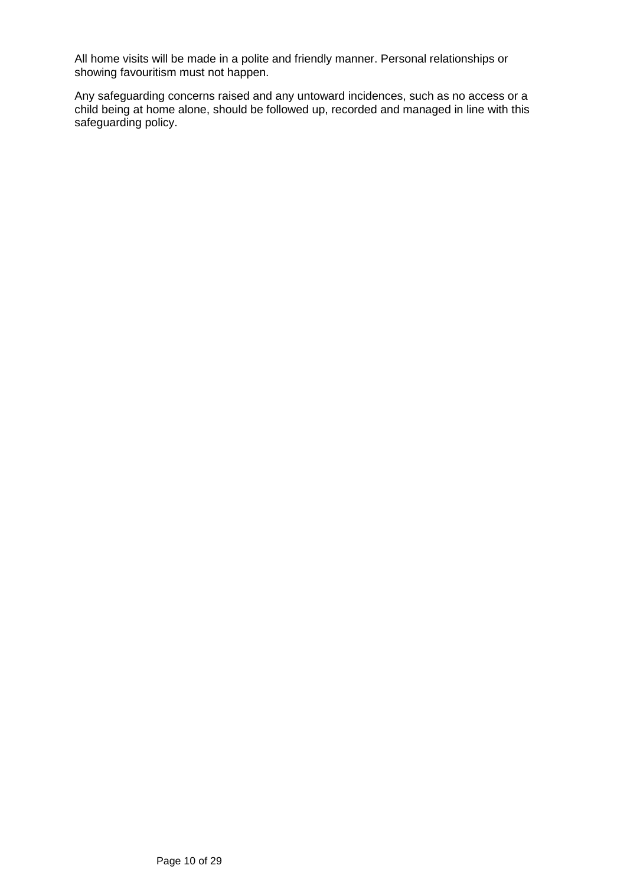All home visits will be made in a polite and friendly manner. Personal relationships or showing favouritism must not happen.

Any safeguarding concerns raised and any untoward incidences, such as no access or a child being at home alone, should be followed up, recorded and managed in line with this safeguarding policy.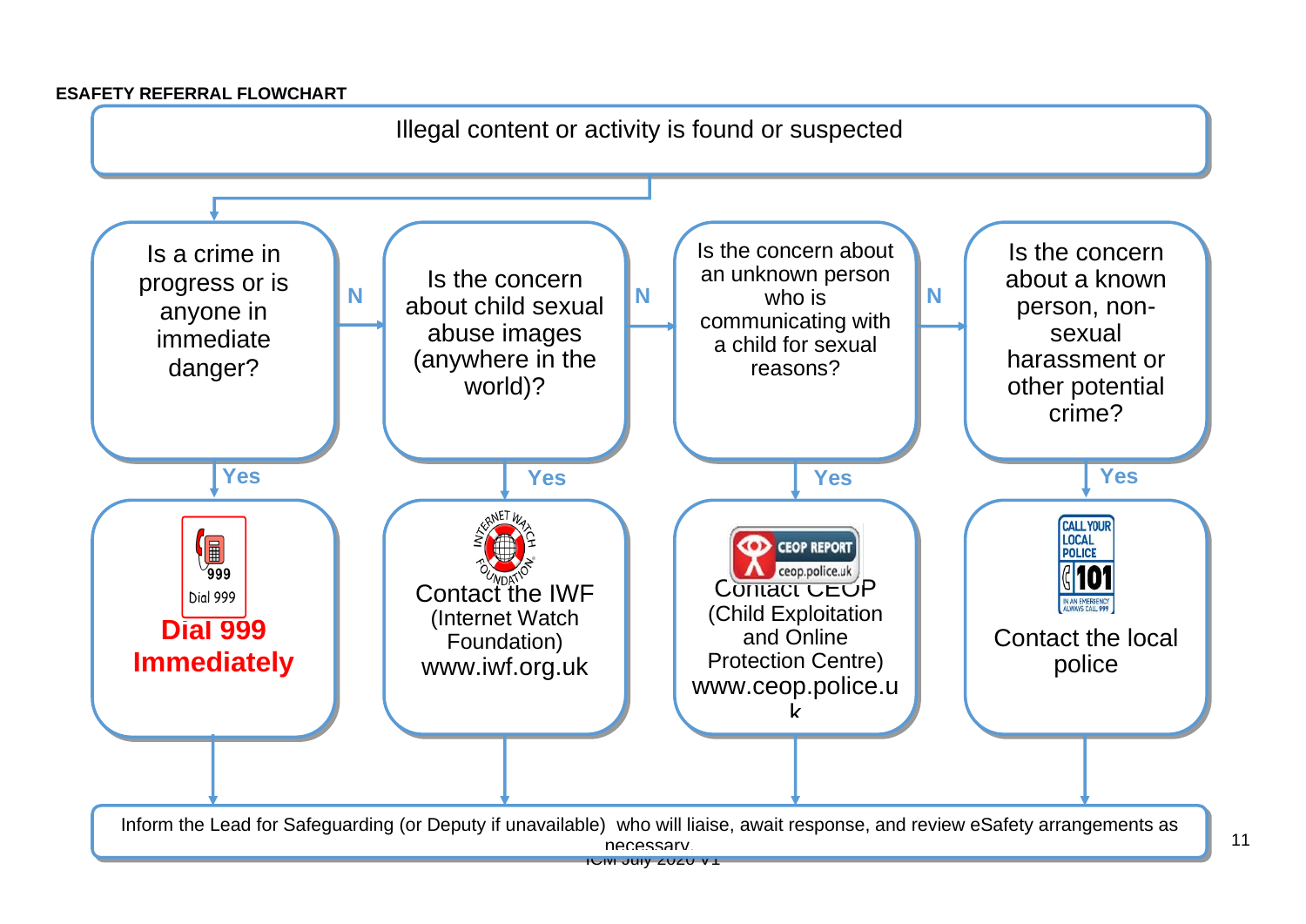**ESAFETY REFERRAL FLOWCHART**

Illegal content or activity is found or suspected

1. **Is a crime in progress or is anyone in immediate danger?**
   - **Yes** → Dial 999 — **Dial 999 Immediately**
   - **N** → go to next question

2. **Is the concern about child sexual abuse images (anywhere in the world)?**
   - **Yes** → Contact the IWF (Internet Watch Foundation) www.iwf.org.uk
   - **N** → go to next question

3. **Is the concern about an unknown person who is communicating with a child for sexual reasons?**
   - **Yes** → CEOP REPORT ceop.police.uk — Contact CEOP (Child Exploitation and Online Protection Centre) www.ceop.police.uk
   - **N** → go to next question

4. **Is the concern about a known person, non-sexual harassment or other potential crime?**
   - **Yes** → CALL YOUR LOCAL POLICE 101 IN AN EMERGENCY ALWAYS CALL 999 — Contact the local police

Inform the Lead for Safeguarding (or Deputy if unavailable) who will liaise, await response, and review eSafety arrangements as necessary.

ICM July 2020 V1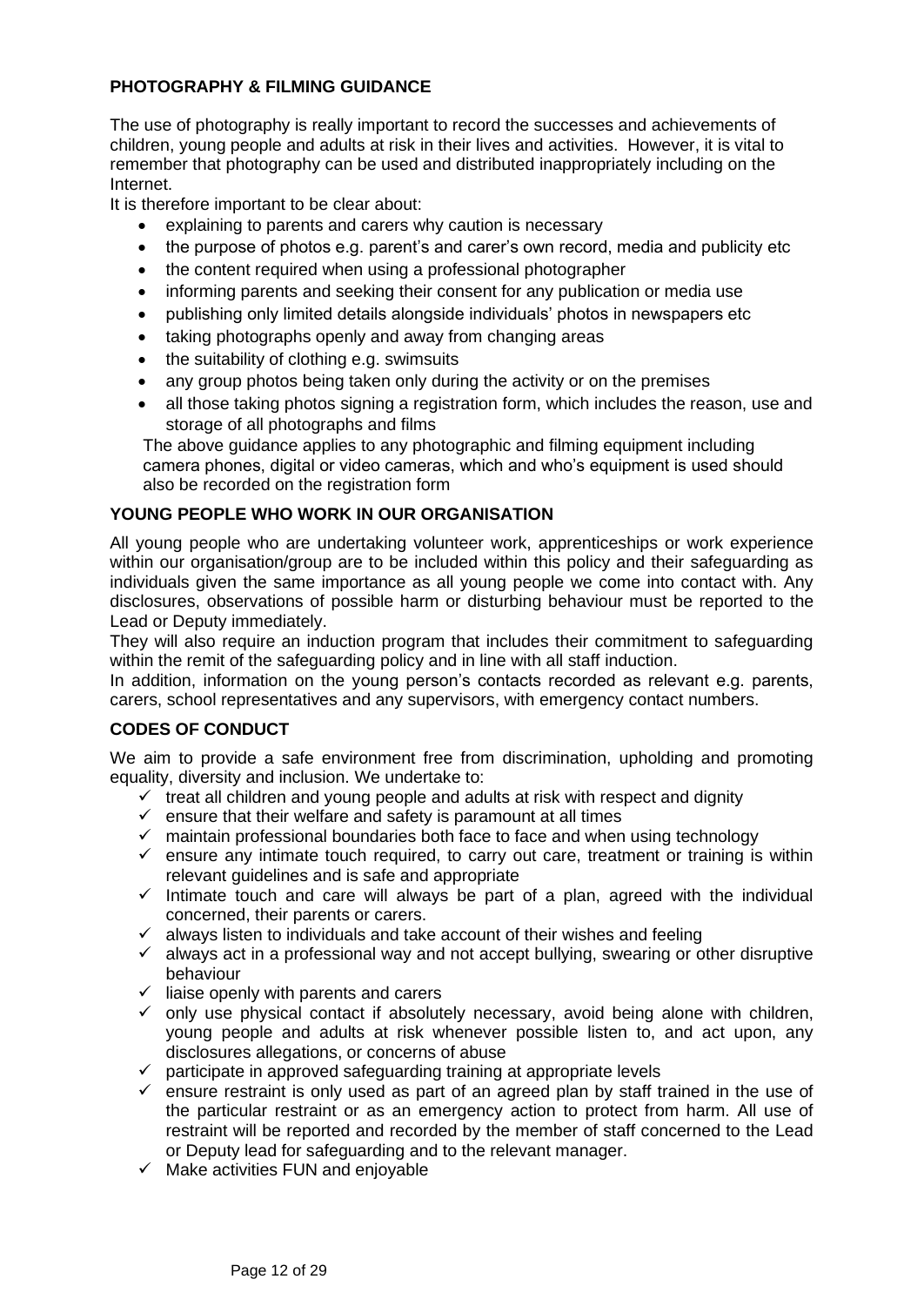## PHOTOGRAPHY & FILMING GUIDANCE

The use of photography is really important to record the successes and achievements of children, young people and adults at risk in their lives and activities. However, it is vital to remember that photography can be used and distributed inappropriately including on the Internet.

It is therefore important to be clear about:

- explaining to parents and carers why caution is necessary
- the purpose of photos e.g. parent's and carer's own record, media and publicity etc
- the content required when using a professional photographer
- informing parents and seeking their consent for any publication or media use
- publishing only limited details alongside individuals' photos in newspapers etc
- taking photographs openly and away from changing areas
- the suitability of clothing e.g. swimsuits
- any group photos being taken only during the activity or on the premises
- all those taking photos signing a registration form, which includes the reason, use and storage of all photographs and films

The above guidance applies to any photographic and filming equipment including camera phones, digital or video cameras, which and who's equipment is used should also be recorded on the registration form

## YOUNG PEOPLE WHO WORK IN OUR ORGANISATION

All young people who are undertaking volunteer work, apprenticeships or work experience within our organisation/group are to be included within this policy and their safeguarding as individuals given the same importance as all young people we come into contact with. Any disclosures, observations of possible harm or disturbing behaviour must be reported to the Lead or Deputy immediately.

They will also require an induction program that includes their commitment to safeguarding within the remit of the safeguarding policy and in line with all staff induction.

In addition, information on the young person's contacts recorded as relevant e.g. parents, carers, school representatives and any supervisors, with emergency contact numbers.

## CODES OF CONDUCT

We aim to provide a safe environment free from discrimination, upholding and promoting equality, diversity and inclusion. We undertake to:

- ✓ treat all children and young people and adults at risk with respect and dignity
- ✓ ensure that their welfare and safety is paramount at all times
- ✓ maintain professional boundaries both face to face and when using technology
- ✓ ensure any intimate touch required, to carry out care, treatment or training is within relevant guidelines and is safe and appropriate
- ✓ Intimate touch and care will always be part of a plan, agreed with the individual concerned, their parents or carers.
- ✓ always listen to individuals and take account of their wishes and feeling
- ✓ always act in a professional way and not accept bullying, swearing or other disruptive behaviour
- ✓ liaise openly with parents and carers
- ✓ only use physical contact if absolutely necessary, avoid being alone with children, young people and adults at risk whenever possible listen to, and act upon, any disclosures allegations, or concerns of abuse
- ✓ participate in approved safeguarding training at appropriate levels
- ✓ ensure restraint is only used as part of an agreed plan by staff trained in the use of the particular restraint or as an emergency action to protect from harm. All use of restraint will be reported and recorded by the member of staff concerned to the Lead or Deputy lead for safeguarding and to the relevant manager.
- ✓ Make activities FUN and enjoyable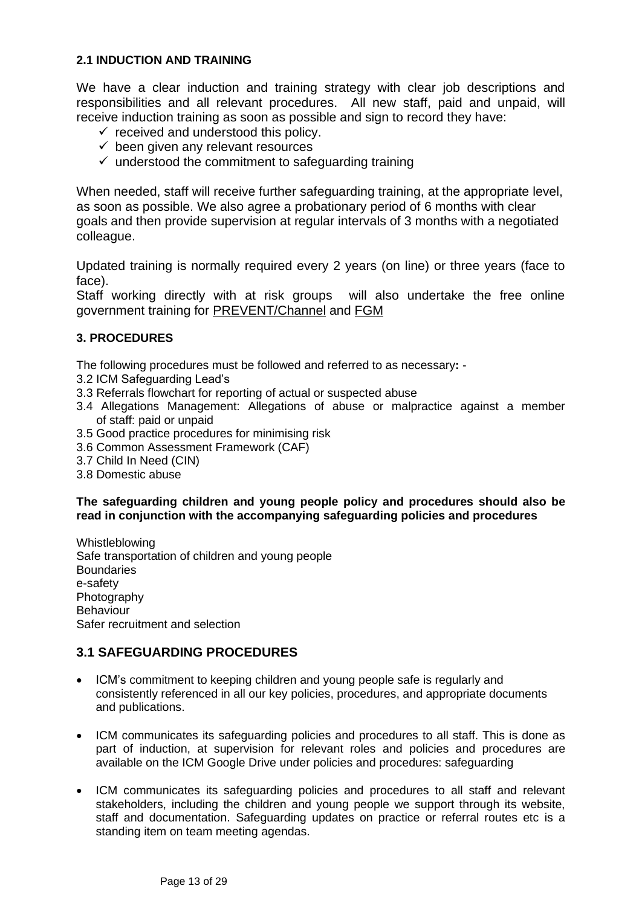### 2.1 INDUCTION AND TRAINING

We have a clear induction and training strategy with clear job descriptions and responsibilities and all relevant procedures. All new staff, paid and unpaid, will receive induction training as soon as possible and sign to record they have:

- ✓ received and understood this policy.
- ✓ been given any relevant resources
- ✓ understood the commitment to safeguarding training

When needed, staff will receive further safeguarding training, at the appropriate level, as soon as possible. We also agree a probationary period of 6 months with clear goals and then provide supervision at regular intervals of 3 months with a negotiated colleague.

Updated training is normally required every 2 years (on line) or three years (face to face).
Staff working directly with at risk groups will also undertake the free online government training for PREVENT/Channel and FGM

### 3. PROCEDURES

The following procedures must be followed and referred to as necessary**:** -

3.2 ICM Safeguarding Lead's
3.3 Referrals flowchart for reporting of actual or suspected abuse
3.4 Allegations Management: Allegations of abuse or malpractice against a member of staff: paid or unpaid
3.5 Good practice procedures for minimising risk
3.6 Common Assessment Framework (CAF)
3.7 Child In Need (CIN)
3.8 Domestic abuse

**The safeguarding children and young people policy and procedures should also be read in conjunction with the accompanying safeguarding policies and procedures**

Whistleblowing
Safe transportation of children and young people
Boundaries
e-safety
Photography
Behaviour
Safer recruitment and selection

## 3.1 SAFEGUARDING PROCEDURES

- ICM's commitment to keeping children and young people safe is regularly and consistently referenced in all our key policies, procedures, and appropriate documents and publications.
- ICM communicates its safeguarding policies and procedures to all staff. This is done as part of induction, at supervision for relevant roles and policies and procedures are available on the ICM Google Drive under policies and procedures: safeguarding
- ICM communicates its safeguarding policies and procedures to all staff and relevant stakeholders, including the children and young people we support through its website, staff and documentation. Safeguarding updates on practice or referral routes etc is a standing item on team meeting agendas.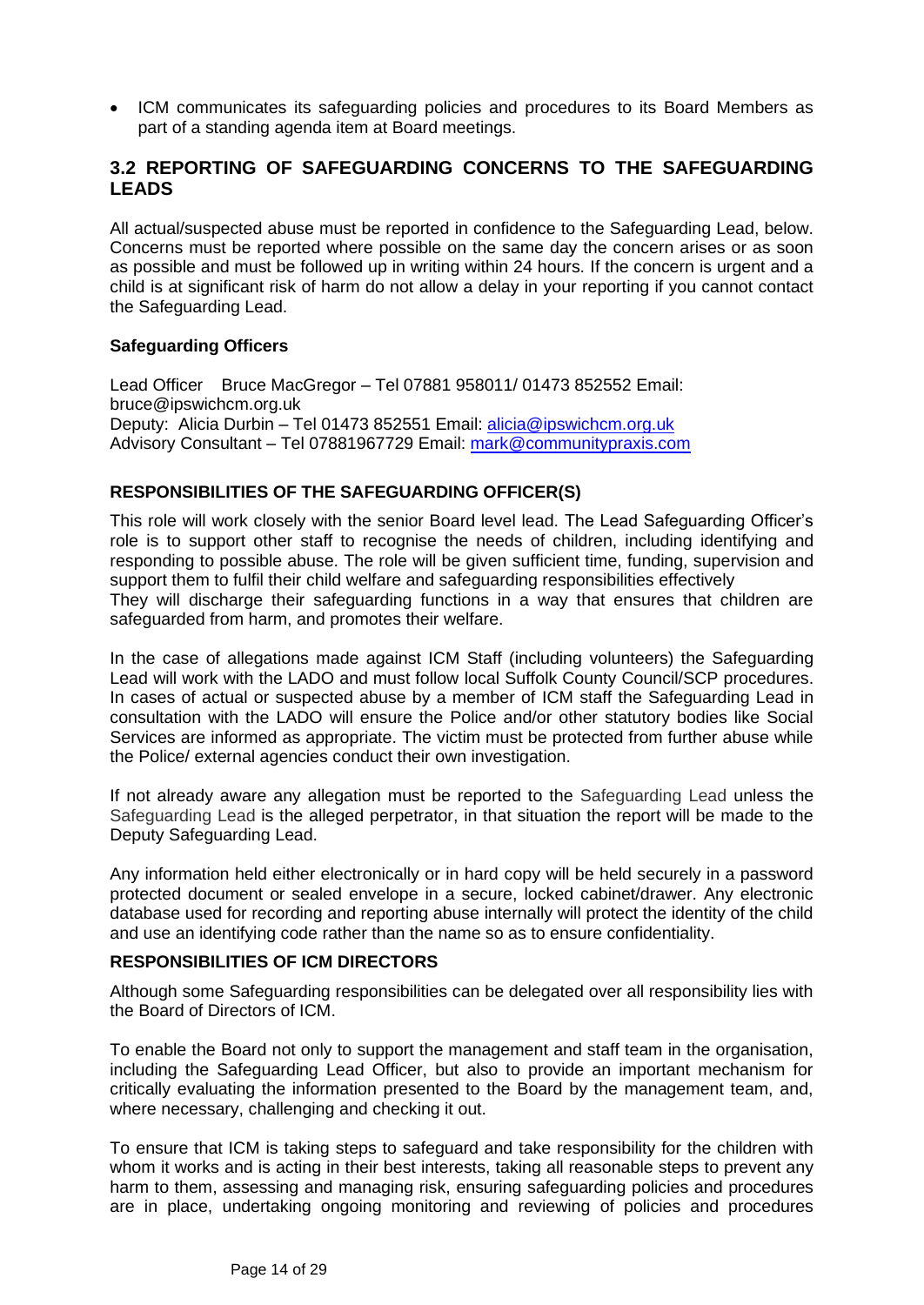- ICM communicates its safeguarding policies and procedures to its Board Members as part of a standing agenda item at Board meetings.

## 3.2 REPORTING OF SAFEGUARDING CONCERNS TO THE SAFEGUARDING LEADS

All actual/suspected abuse must be reported in confidence to the Safeguarding Lead, below. Concerns must be reported where possible on the same day the concern arises or as soon as possible and must be followed up in writing within 24 hours. If the concern is urgent and a child is at significant risk of harm do not allow a delay in your reporting if you cannot contact the Safeguarding Lead.

**Safeguarding Officers**

Lead Officer Bruce MacGregor – Tel 07881 958011/ 01473 852552 Email: bruce@ipswichcm.org.uk
Deputy: Alicia Durbin – Tel 01473 852551 Email: alicia@ipswichcm.org.uk
Advisory Consultant – Tel 07881967729 Email: mark@communitypraxis.com

**RESPONSIBILITIES OF THE SAFEGUARDING OFFICER(S)**

This role will work closely with the senior Board level lead. The Lead Safeguarding Officer's role is to support other staff to recognise the needs of children, including identifying and responding to possible abuse. The role will be given sufficient time, funding, supervision and support them to fulfil their child welfare and safeguarding responsibilities effectively
They will discharge their safeguarding functions in a way that ensures that children are safeguarded from harm, and promotes their welfare.

In the case of allegations made against ICM Staff (including volunteers) the Safeguarding Lead will work with the LADO and must follow local Suffolk County Council/SCP procedures. In cases of actual or suspected abuse by a member of ICM staff the Safeguarding Lead in consultation with the LADO will ensure the Police and/or other statutory bodies like Social Services are informed as appropriate. The victim must be protected from further abuse while the Police/ external agencies conduct their own investigation.

If not already aware any allegation must be reported to the Safeguarding Lead unless the Safeguarding Lead is the alleged perpetrator, in that situation the report will be made to the Deputy Safeguarding Lead.

Any information held either electronically or in hard copy will be held securely in a password protected document or sealed envelope in a secure, locked cabinet/drawer. Any electronic database used for recording and reporting abuse internally will protect the identity of the child and use an identifying code rather than the name so as to ensure confidentiality.

**RESPONSIBILITIES OF ICM DIRECTORS**

Although some Safeguarding responsibilities can be delegated over all responsibility lies with the Board of Directors of ICM.

To enable the Board not only to support the management and staff team in the organisation, including the Safeguarding Lead Officer, but also to provide an important mechanism for critically evaluating the information presented to the Board by the management team, and, where necessary, challenging and checking it out.

To ensure that ICM is taking steps to safeguard and take responsibility for the children with whom it works and is acting in their best interests, taking all reasonable steps to prevent any harm to them, assessing and managing risk, ensuring safeguarding policies and procedures are in place, undertaking ongoing monitoring and reviewing of policies and procedures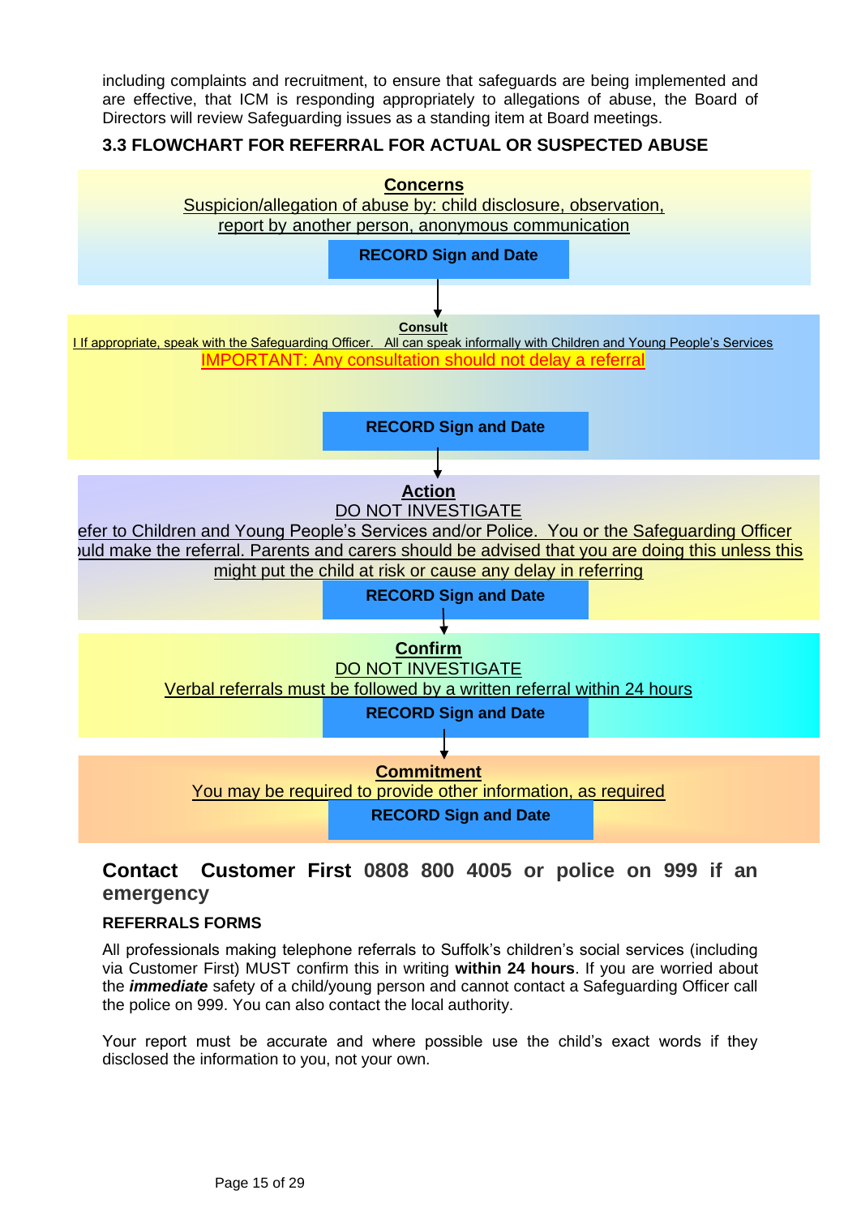including complaints and recruitment, to ensure that safeguards are being implemented and are effective, that ICM is responding appropriately to allegations of abuse, the Board of Directors will review Safeguarding issues as a standing item at Board meetings.

### 3.3 FLOWCHART FOR REFERRAL FOR ACTUAL OR SUSPECTED ABUSE

**Concerns**

Suspicion/allegation of abuse by: child disclosure, observation, report by another person, anonymous communication

**RECORD Sign and Date**

↓

**Consult**

I If appropriate, speak with the Safeguarding Officer. All can speak informally with Children and Young People's Services

IMPORTANT: Any consultation should not delay a referral

**RECORD Sign and Date**

↓

**Action**

DO NOT INVESTIGATE

efer to Children and Young People's Services and/or Police. You or the Safeguarding Officer ɔuld make the referral. Parents and carers should be advised that you are doing this unless this might put the child at risk or cause any delay in referring

**RECORD Sign and Date**

↓

**Confirm**

DO NOT INVESTIGATE

Verbal referrals must be followed by a written referral within 24 hours

**RECORD Sign and Date**

↓

**Commitment**

You may be required to provide other information, as required

**RECORD Sign and Date**

## Contact Customer First 0808 800 4005 or police on 999 if an emergency

**REFERRALS FORMS**

All professionals making telephone referrals to Suffolk's children's social services (including via Customer First) MUST confirm this in writing **within 24 hours**. If you are worried about the ***immediate*** safety of a child/young person and cannot contact a Safeguarding Officer call the police on 999. You can also contact the local authority.

Your report must be accurate and where possible use the child's exact words if they disclosed the information to you, not your own.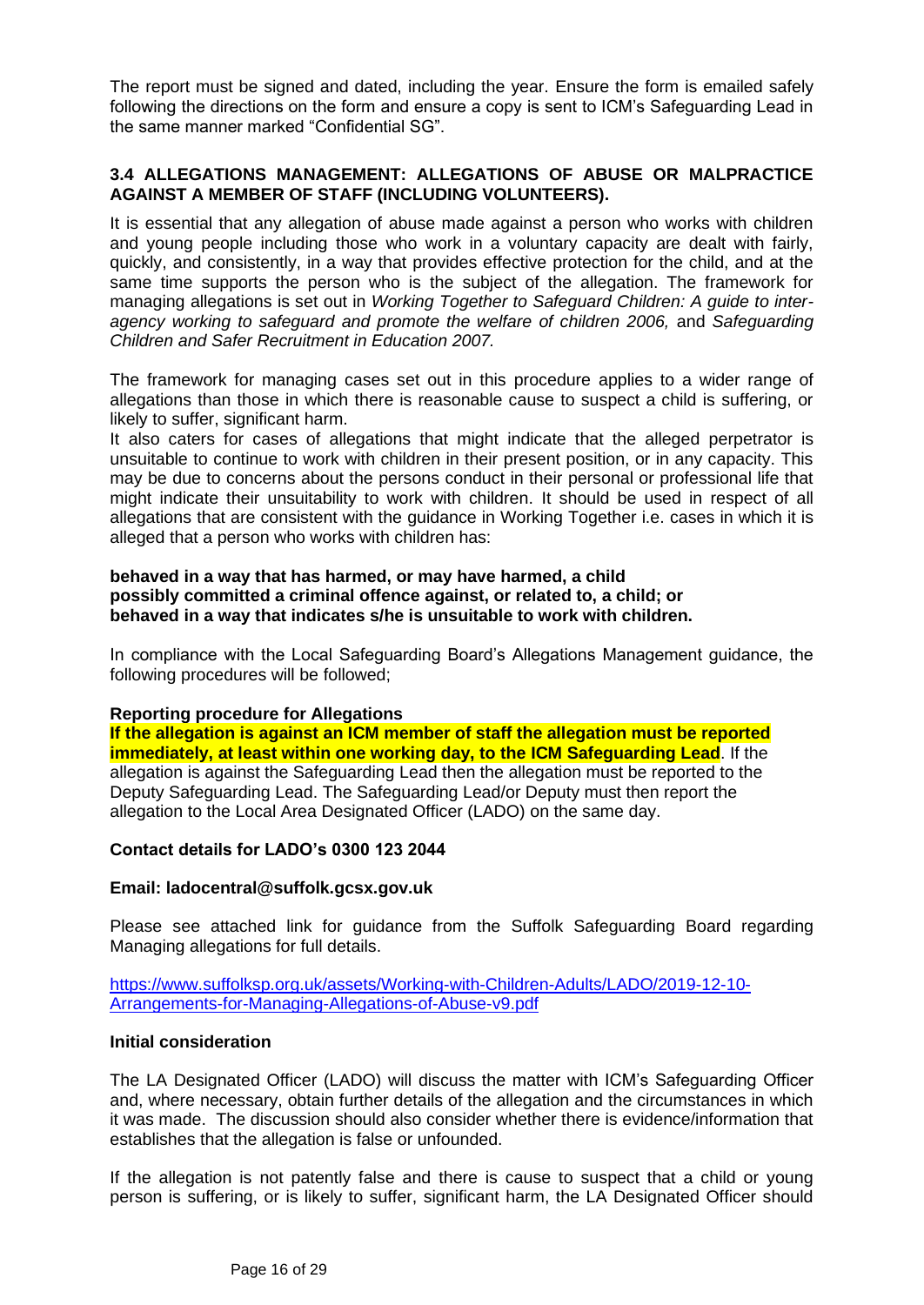The report must be signed and dated, including the year. Ensure the form is emailed safely following the directions on the form and ensure a copy is sent to ICM's Safeguarding Lead in the same manner marked "Confidential SG".

### 3.4 ALLEGATIONS MANAGEMENT: ALLEGATIONS OF ABUSE OR MALPRACTICE AGAINST A MEMBER OF STAFF (INCLUDING VOLUNTEERS).

It is essential that any allegation of abuse made against a person who works with children and young people including those who work in a voluntary capacity are dealt with fairly, quickly, and consistently, in a way that provides effective protection for the child, and at the same time supports the person who is the subject of the allegation. The framework for managing allegations is set out in *Working Together to Safeguard Children: A guide to inter-agency working to safeguard and promote the welfare of children 2006,* and *Safeguarding Children and Safer Recruitment in Education 2007.*

The framework for managing cases set out in this procedure applies to a wider range of allegations than those in which there is reasonable cause to suspect a child is suffering, or likely to suffer, significant harm.

It also caters for cases of allegations that might indicate that the alleged perpetrator is unsuitable to continue to work with children in their present position, or in any capacity. This may be due to concerns about the persons conduct in their personal or professional life that might indicate their unsuitability to work with children. It should be used in respect of all allegations that are consistent with the guidance in Working Together i.e. cases in which it is alleged that a person who works with children has:

**behaved in a way that has harmed, or may have harmed, a child**
**possibly committed a criminal offence against, or related to, a child; or**
**behaved in a way that indicates s/he is unsuitable to work with children.**

In compliance with the Local Safeguarding Board's Allegations Management guidance, the following procedures will be followed;

**Reporting procedure for Allegations**

**If the allegation is against an ICM member of staff the allegation must be reported immediately, at least within one working day, to the ICM Safeguarding Lead**. If the allegation is against the Safeguarding Lead then the allegation must be reported to the Deputy Safeguarding Lead. The Safeguarding Lead/or Deputy must then report the allegation to the Local Area Designated Officer (LADO) on the same day.

**Contact details for LADO's 0300 123 2044**

**Email: ladocentral@suffolk.gcsx.gov.uk**

Please see attached link for guidance from the Suffolk Safeguarding Board regarding Managing allegations for full details.

https://www.suffolksp.org.uk/assets/Working-with-Children-Adults/LADO/2019-12-10-Arrangements-for-Managing-Allegations-of-Abuse-v9.pdf

**Initial consideration**

The LA Designated Officer (LADO) will discuss the matter with ICM's Safeguarding Officer and, where necessary, obtain further details of the allegation and the circumstances in which it was made. The discussion should also consider whether there is evidence/information that establishes that the allegation is false or unfounded.

If the allegation is not patently false and there is cause to suspect that a child or young person is suffering, or is likely to suffer, significant harm, the LA Designated Officer should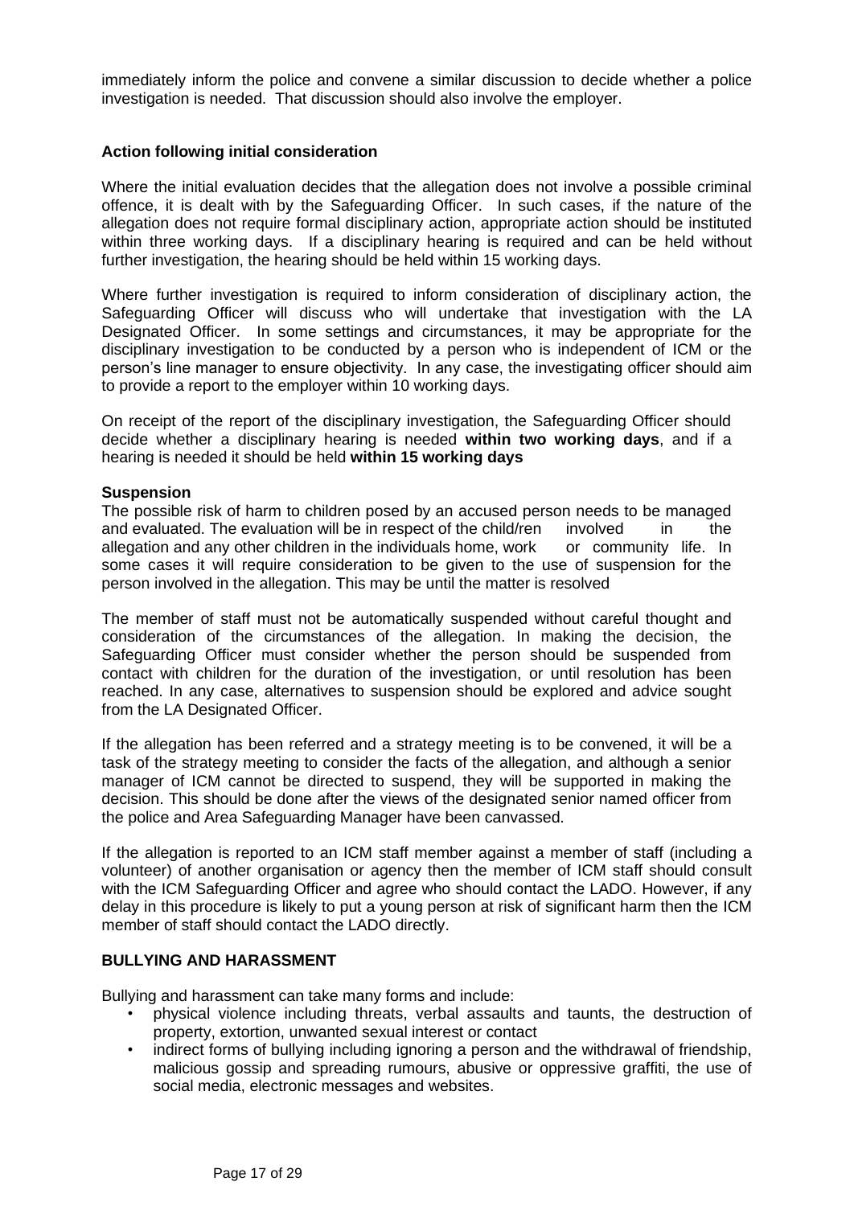immediately inform the police and convene a similar discussion to decide whether a police investigation is needed. That discussion should also involve the employer.

**Action following initial consideration**

Where the initial evaluation decides that the allegation does not involve a possible criminal offence, it is dealt with by the Safeguarding Officer. In such cases, if the nature of the allegation does not require formal disciplinary action, appropriate action should be instituted within three working days. If a disciplinary hearing is required and can be held without further investigation, the hearing should be held within 15 working days.

Where further investigation is required to inform consideration of disciplinary action, the Safeguarding Officer will discuss who will undertake that investigation with the LA Designated Officer. In some settings and circumstances, it may be appropriate for the disciplinary investigation to be conducted by a person who is independent of ICM or the person's line manager to ensure objectivity. In any case, the investigating officer should aim to provide a report to the employer within 10 working days.

On receipt of the report of the disciplinary investigation, the Safeguarding Officer should decide whether a disciplinary hearing is needed **within two working days**, and if a hearing is needed it should be held **within 15 working days**

**Suspension**

The possible risk of harm to children posed by an accused person needs to be managed and evaluated. The evaluation will be in respect of the child/ren involved in the allegation and any other children in the individuals home, work or community life. In some cases it will require consideration to be given to the use of suspension for the person involved in the allegation. This may be until the matter is resolved

The member of staff must not be automatically suspended without careful thought and consideration of the circumstances of the allegation. In making the decision, the Safeguarding Officer must consider whether the person should be suspended from contact with children for the duration of the investigation, or until resolution has been reached. In any case, alternatives to suspension should be explored and advice sought from the LA Designated Officer.

If the allegation has been referred and a strategy meeting is to be convened, it will be a task of the strategy meeting to consider the facts of the allegation, and although a senior manager of ICM cannot be directed to suspend, they will be supported in making the decision. This should be done after the views of the designated senior named officer from the police and Area Safeguarding Manager have been canvassed.

If the allegation is reported to an ICM staff member against a member of staff (including a volunteer) of another organisation or agency then the member of ICM staff should consult with the ICM Safeguarding Officer and agree who should contact the LADO. However, if any delay in this procedure is likely to put a young person at risk of significant harm then the ICM member of staff should contact the LADO directly.

**BULLYING AND HARASSMENT**

Bullying and harassment can take many forms and include:

- physical violence including threats, verbal assaults and taunts, the destruction of property, extortion, unwanted sexual interest or contact
- indirect forms of bullying including ignoring a person and the withdrawal of friendship, malicious gossip and spreading rumours, abusive or oppressive graffiti, the use of social media, electronic messages and websites.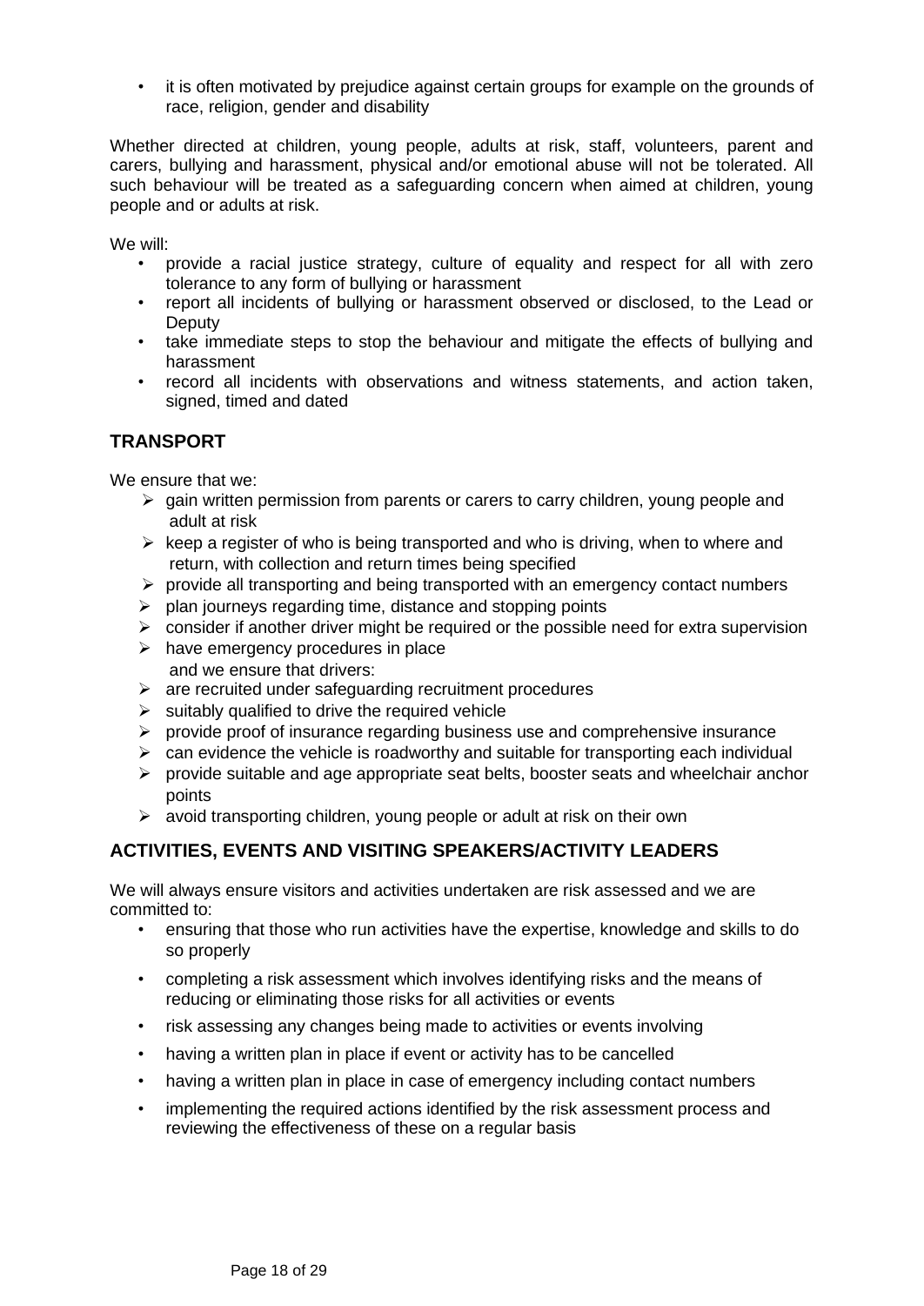- it is often motivated by prejudice against certain groups for example on the grounds of race, religion, gender and disability

Whether directed at children, young people, adults at risk, staff, volunteers, parent and carers, bullying and harassment, physical and/or emotional abuse will not be tolerated. All such behaviour will be treated as a safeguarding concern when aimed at children, young people and or adults at risk.

We will:

- provide a racial justice strategy, culture of equality and respect for all with zero tolerance to any form of bullying or harassment
- report all incidents of bullying or harassment observed or disclosed, to the Lead or Deputy
- take immediate steps to stop the behaviour and mitigate the effects of bullying and harassment
- record all incidents with observations and witness statements, and action taken, signed, timed and dated

## TRANSPORT

We ensure that we:

- gain written permission from parents or carers to carry children, young people and adult at risk
- keep a register of who is being transported and who is driving, when to where and return, with collection and return times being specified
- provide all transporting and being transported with an emergency contact numbers
- plan journeys regarding time, distance and stopping points
- consider if another driver might be required or the possible need for extra supervision
- have emergency procedures in place

and we ensure that drivers:

- are recruited under safeguarding recruitment procedures
- suitably qualified to drive the required vehicle
- provide proof of insurance regarding business use and comprehensive insurance
- can evidence the vehicle is roadworthy and suitable for transporting each individual
- provide suitable and age appropriate seat belts, booster seats and wheelchair anchor points
- avoid transporting children, young people or adult at risk on their own

## ACTIVITIES, EVENTS AND VISITING SPEAKERS/ACTIVITY LEADERS

We will always ensure visitors and activities undertaken are risk assessed and we are committed to:

- ensuring that those who run activities have the expertise, knowledge and skills to do so properly
- completing a risk assessment which involves identifying risks and the means of reducing or eliminating those risks for all activities or events
- risk assessing any changes being made to activities or events involving
- having a written plan in place if event or activity has to be cancelled
- having a written plan in place in case of emergency including contact numbers
- implementing the required actions identified by the risk assessment process and reviewing the effectiveness of these on a regular basis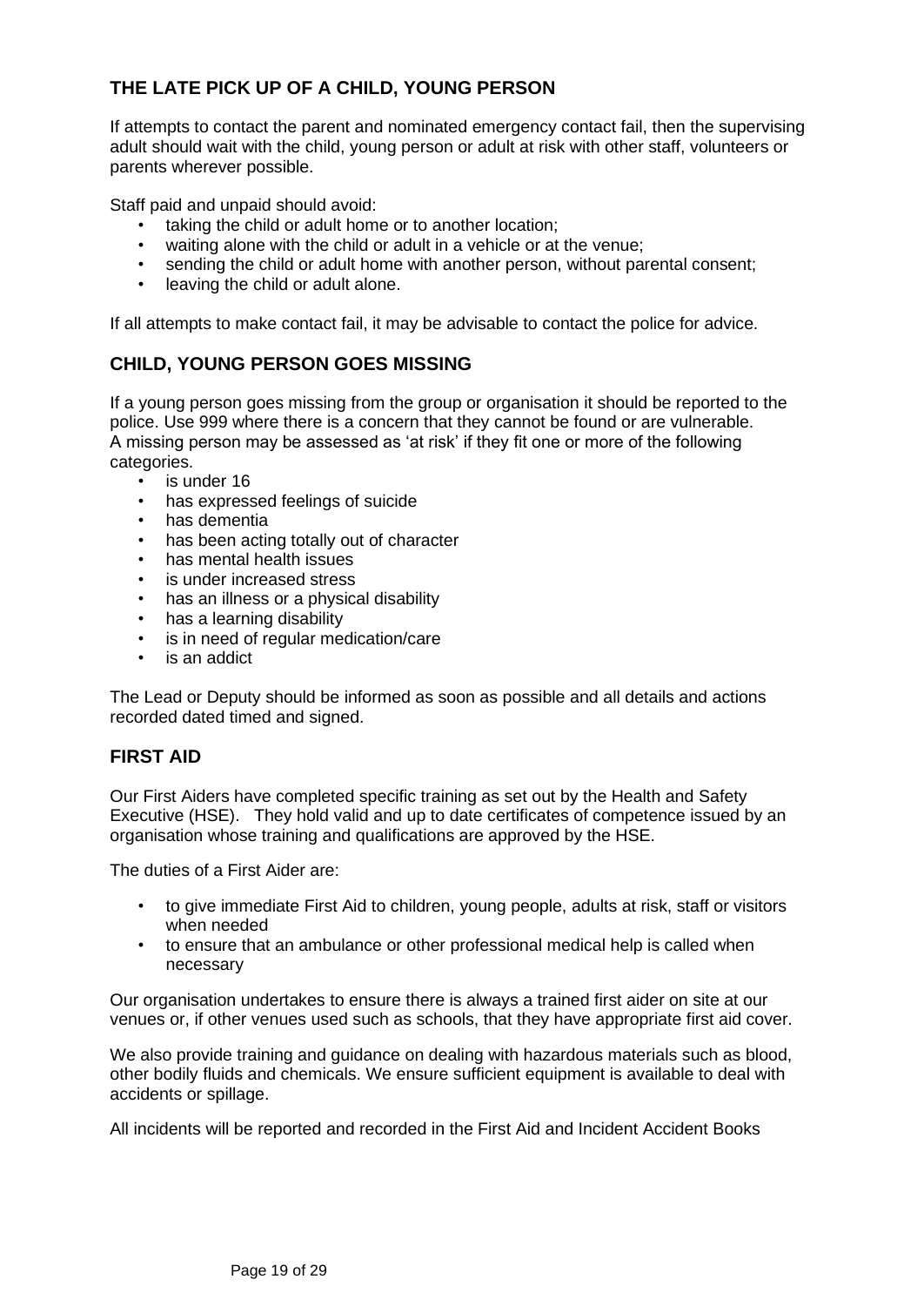## THE LATE PICK UP OF A CHILD, YOUNG PERSON

If attempts to contact the parent and nominated emergency contact fail, then the supervising adult should wait with the child, young person or adult at risk with other staff, volunteers or parents wherever possible.

Staff paid and unpaid should avoid:

- taking the child or adult home or to another location;
- waiting alone with the child or adult in a vehicle or at the venue;
- sending the child or adult home with another person, without parental consent;
- leaving the child or adult alone.

If all attempts to make contact fail, it may be advisable to contact the police for advice.

## CHILD, YOUNG PERSON GOES MISSING

If a young person goes missing from the group or organisation it should be reported to the police. Use 999 where there is a concern that they cannot be found or are vulnerable. A missing person may be assessed as 'at risk' if they fit one or more of the following categories.

- is under 16
- has expressed feelings of suicide
- has dementia
- has been acting totally out of character
- has mental health issues
- is under increased stress
- has an illness or a physical disability
- has a learning disability
- is in need of regular medication/care
- is an addict

The Lead or Deputy should be informed as soon as possible and all details and actions recorded dated timed and signed.

## FIRST AID

Our First Aiders have completed specific training as set out by the Health and Safety Executive (HSE). They hold valid and up to date certificates of competence issued by an organisation whose training and qualifications are approved by the HSE.

The duties of a First Aider are:

- to give immediate First Aid to children, young people, adults at risk, staff or visitors when needed
- to ensure that an ambulance or other professional medical help is called when necessary

Our organisation undertakes to ensure there is always a trained first aider on site at our venues or, if other venues used such as schools, that they have appropriate first aid cover.

We also provide training and guidance on dealing with hazardous materials such as blood, other bodily fluids and chemicals. We ensure sufficient equipment is available to deal with accidents or spillage.

All incidents will be reported and recorded in the First Aid and Incident Accident Books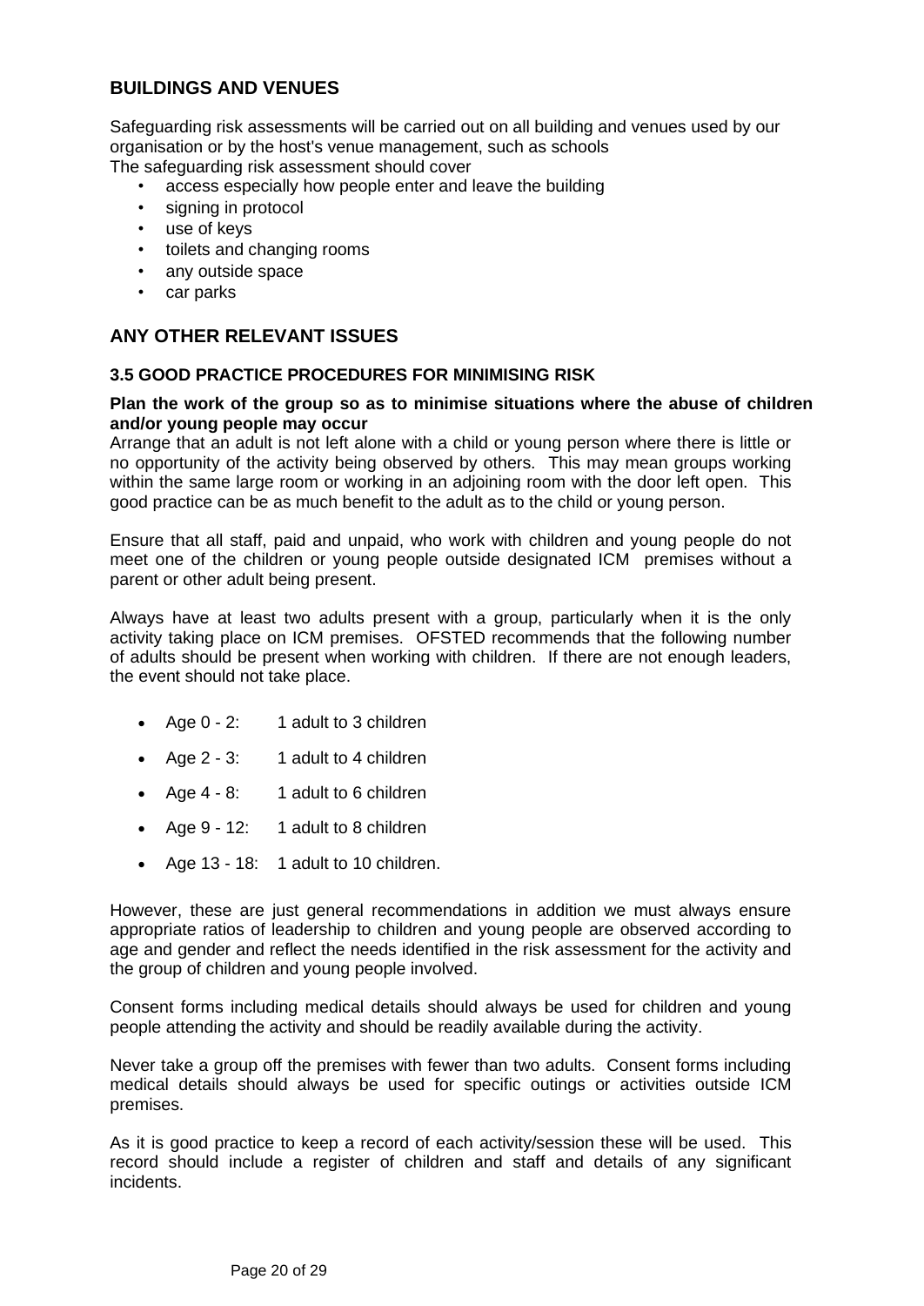## BUILDINGS AND VENUES

Safeguarding risk assessments will be carried out on all building and venues used by our organisation or by the host's venue management, such as schools
The safeguarding risk assessment should cover

- access especially how people enter and leave the building
- signing in protocol
- use of keys
- toilets and changing rooms
- any outside space
- car parks

## ANY OTHER RELEVANT ISSUES

### 3.5 GOOD PRACTICE PROCEDURES FOR MINIMISING RISK

**Plan the work of the group so as to minimise situations where the abuse of children and/or young people may occur**
Arrange that an adult is not left alone with a child or young person where there is little or no opportunity of the activity being observed by others. This may mean groups working within the same large room or working in an adjoining room with the door left open. This good practice can be as much benefit to the adult as to the child or young person.

Ensure that all staff, paid and unpaid, who work with children and young people do not meet one of the children or young people outside designated ICM premises without a parent or other adult being present.

Always have at least two adults present with a group, particularly when it is the only activity taking place on ICM premises. OFSTED recommends that the following number of adults should be present when working with children. If there are not enough leaders, the event should not take place.

- Age 0 - 2: 1 adult to 3 children
- Age 2 - 3: 1 adult to 4 children
- Age 4 - 8: 1 adult to 6 children
- Age 9 - 12: 1 adult to 8 children
- Age 13 - 18: 1 adult to 10 children.

However, these are just general recommendations in addition we must always ensure appropriate ratios of leadership to children and young people are observed according to age and gender and reflect the needs identified in the risk assessment for the activity and the group of children and young people involved.

Consent forms including medical details should always be used for children and young people attending the activity and should be readily available during the activity.

Never take a group off the premises with fewer than two adults. Consent forms including medical details should always be used for specific outings or activities outside ICM premises.

As it is good practice to keep a record of each activity/session these will be used. This record should include a register of children and staff and details of any significant incidents.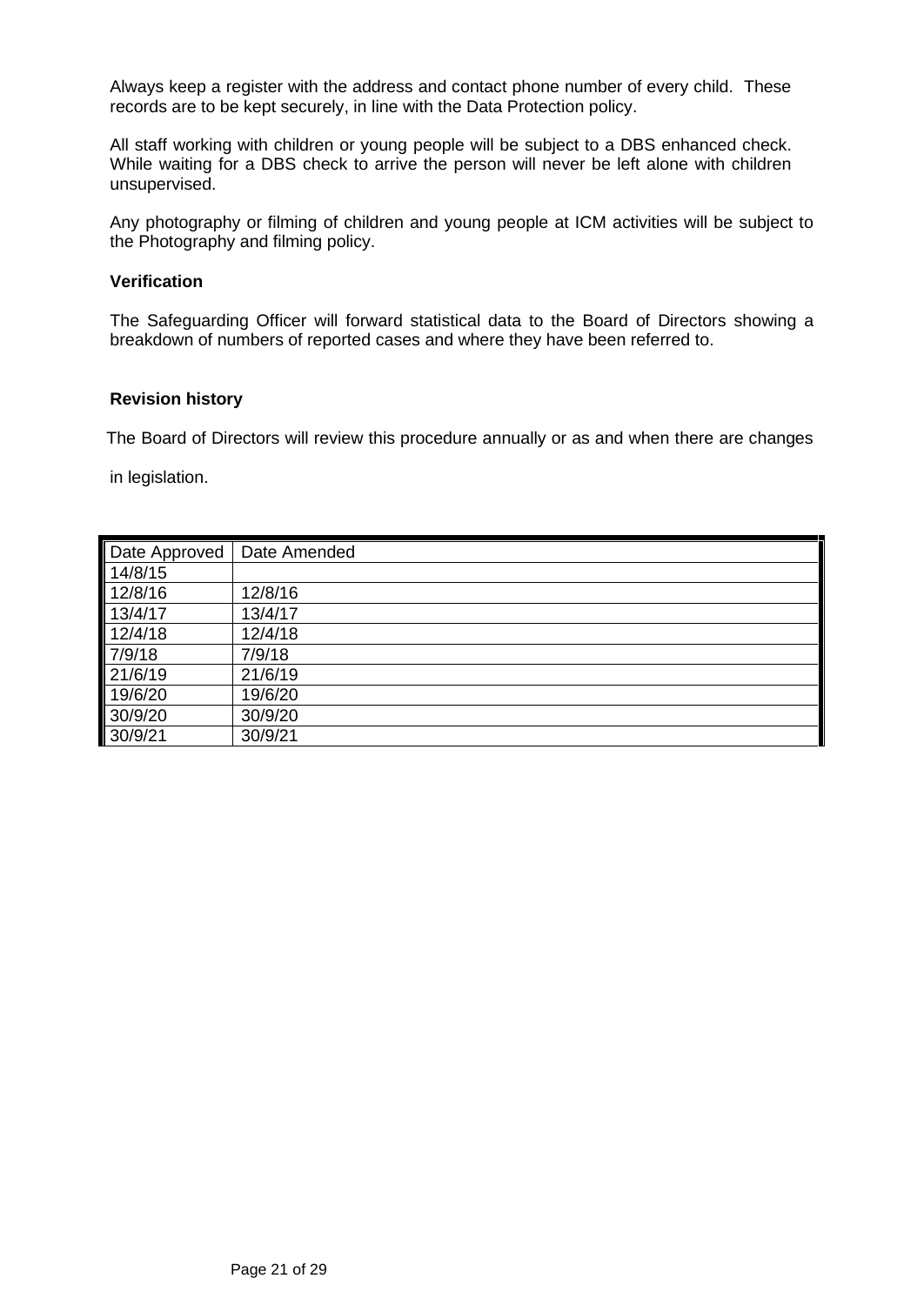Always keep a register with the address and contact phone number of every child. These records are to be kept securely, in line with the Data Protection policy.

All staff working with children or young people will be subject to a DBS enhanced check. While waiting for a DBS check to arrive the person will never be left alone with children unsupervised.

Any photography or filming of children and young people at ICM activities will be subject to the Photography and filming policy.

**Verification**

The Safeguarding Officer will forward statistical data to the Board of Directors showing a breakdown of numbers of reported cases and where they have been referred to.

**Revision history**

The Board of Directors will review this procedure annually or as and when there are changes in legislation.

| Date Approved | Date Amended |
|---|---|
| 14/8/15 | |
| 12/8/16 | 12/8/16 |
| 13/4/17 | 13/4/17 |
| 12/4/18 | 12/4/18 |
| 7/9/18 | 7/9/18 |
| 21/6/19 | 21/6/19 |
| 19/6/20 | 19/6/20 |
| 30/9/20 | 30/9/20 |
| 30/9/21 | 30/9/21 |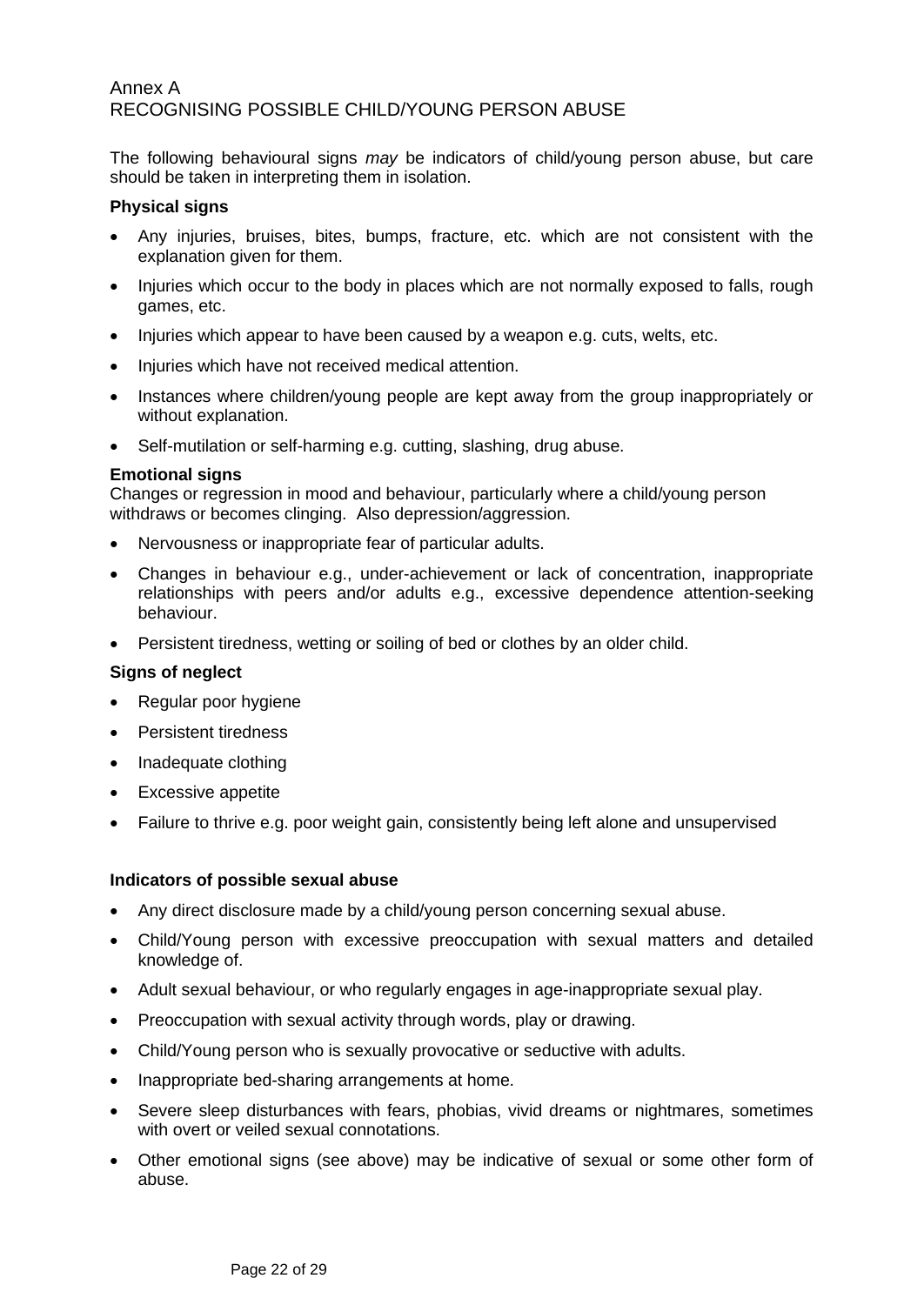# Annex A
# RECOGNISING POSSIBLE CHILD/YOUNG PERSON ABUSE

The following behavioural signs *may* be indicators of child/young person abuse, but care should be taken in interpreting them in isolation.

**Physical signs**

- Any injuries, bruises, bites, bumps, fracture, etc. which are not consistent with the explanation given for them.
- Injuries which occur to the body in places which are not normally exposed to falls, rough games, etc.
- Injuries which appear to have been caused by a weapon e.g. cuts, welts, etc.
- Injuries which have not received medical attention.
- Instances where children/young people are kept away from the group inappropriately or without explanation.
- Self-mutilation or self-harming e.g. cutting, slashing, drug abuse.

**Emotional signs**
Changes or regression in mood and behaviour, particularly where a child/young person withdraws or becomes clinging. Also depression/aggression.

- Nervousness or inappropriate fear of particular adults.
- Changes in behaviour e.g., under-achievement or lack of concentration, inappropriate relationships with peers and/or adults e.g., excessive dependence attention-seeking behaviour.
- Persistent tiredness, wetting or soiling of bed or clothes by an older child.

**Signs of neglect**

- Regular poor hygiene
- Persistent tiredness
- Inadequate clothing
- Excessive appetite
- Failure to thrive e.g. poor weight gain, consistently being left alone and unsupervised

**Indicators of possible sexual abuse**

- Any direct disclosure made by a child/young person concerning sexual abuse.
- Child/Young person with excessive preoccupation with sexual matters and detailed knowledge of.
- Adult sexual behaviour, or who regularly engages in age-inappropriate sexual play.
- Preoccupation with sexual activity through words, play or drawing.
- Child/Young person who is sexually provocative or seductive with adults.
- Inappropriate bed-sharing arrangements at home.
- Severe sleep disturbances with fears, phobias, vivid dreams or nightmares, sometimes with overt or veiled sexual connotations.
- Other emotional signs (see above) may be indicative of sexual or some other form of abuse.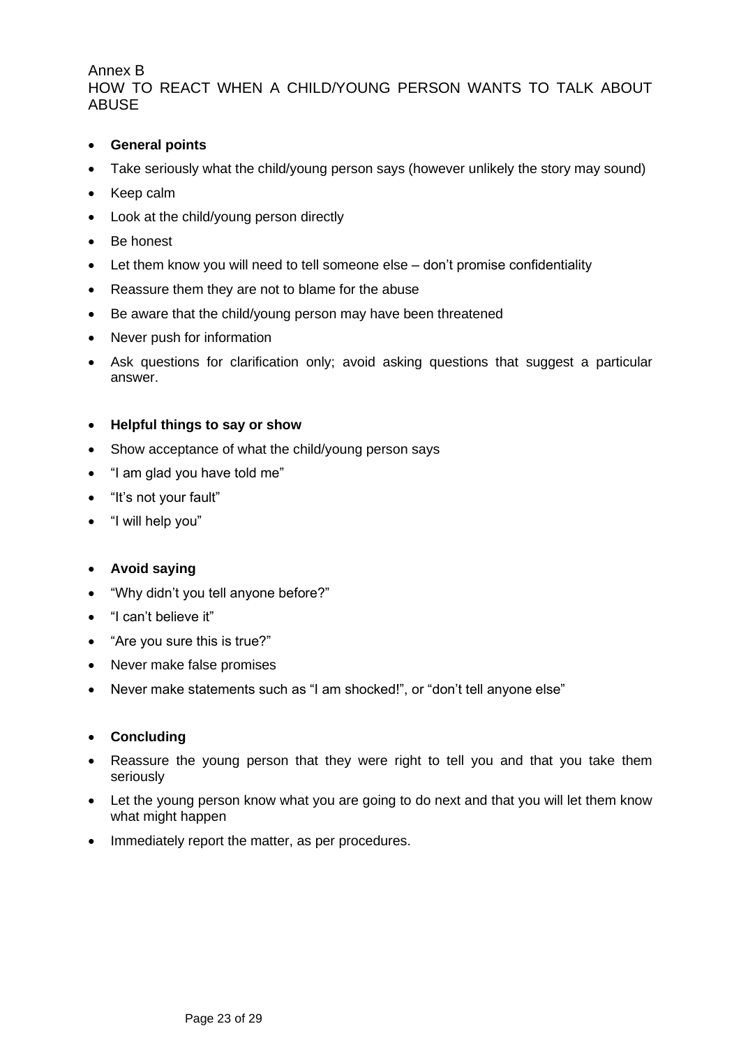Annex B

# HOW TO REACT WHEN A CHILD/YOUNG PERSON WANTS TO TALK ABOUT ABUSE

- **General points**
- Take seriously what the child/young person says (however unlikely the story may sound)
- Keep calm
- Look at the child/young person directly
- Be honest
- Let them know you will need to tell someone else – don't promise confidentiality
- Reassure them they are not to blame for the abuse
- Be aware that the child/young person may have been threatened
- Never push for information
- Ask questions for clarification only; avoid asking questions that suggest a particular answer.

- **Helpful things to say or show**
- Show acceptance of what the child/young person says
- "I am glad you have told me"
- "It's not your fault"
- "I will help you"

- **Avoid saying**
- "Why didn't you tell anyone before?"
- "I can't believe it"
- "Are you sure this is true?"
- Never make false promises
- Never make statements such as "I am shocked!", or "don't tell anyone else"

- **Concluding**
- Reassure the young person that they were right to tell you and that you take them seriously
- Let the young person know what you are going to do next and that you will let them know what might happen
- Immediately report the matter, as per procedures.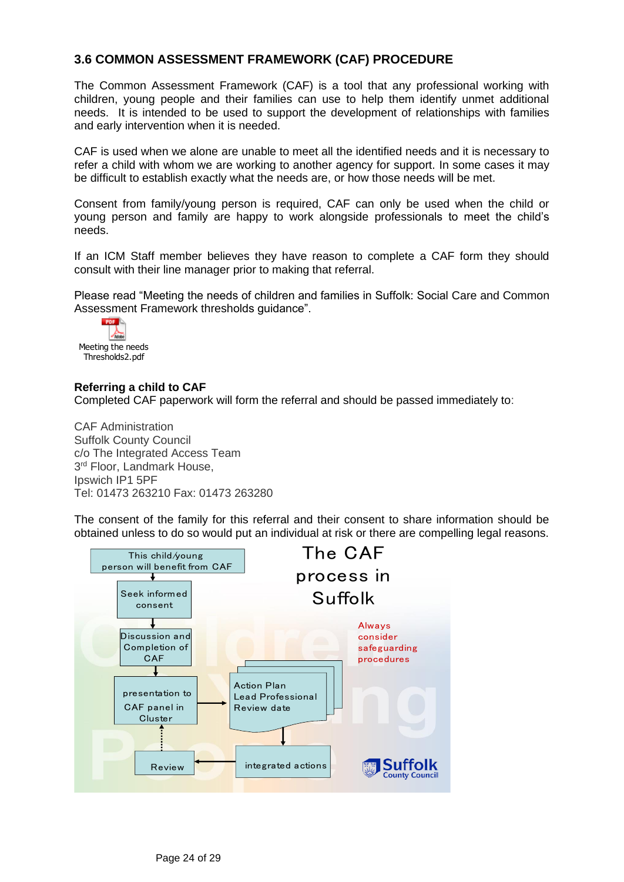## 3.6 COMMON ASSESSMENT FRAMEWORK (CAF) PROCEDURE

The Common Assessment Framework (CAF) is a tool that any professional working with children, young people and their families can use to help them identify unmet additional needs. It is intended to be used to support the development of relationships with families and early intervention when it is needed.

CAF is used when we alone are unable to meet all the identified needs and it is necessary to refer a child with whom we are working to another agency for support. In some cases it may be difficult to establish exactly what the needs are, or how those needs will be met.

Consent from family/young person is required, CAF can only be used when the child or young person and family are happy to work alongside professionals to meet the child's needs.

If an ICM Staff member believes they have reason to complete a CAF form they should consult with their line manager prior to making that referral.

Please read "Meeting the needs of children and families in Suffolk: Social Care and Common Assessment Framework thresholds guidance".

Meeting the needs Thresholds2.pdf

**Referring a child to CAF**
Completed CAF paperwork will form the referral and should be passed immediately to:

CAF Administration
Suffolk County Council
c/o The Integrated Access Team
3rd Floor, Landmark House,
Ipswich IP1 5PF
Tel: 01473 263210 Fax: 01473 263280

The consent of the family for this referral and their consent to share information should be obtained unless to do so would put an individual at risk or there are compelling legal reasons.

**The CAF process in Suffolk**

This child/young person will benefit from CAF → Seek informed consent → Discussion and Completion of CAF → presentation to CAF panel in Cluster → Action Plan / Lead Professional / Review date → integrated actions → Review (→ back to presentation to CAF panel in Cluster)

Always consider safeguarding procedures

Suffolk County Council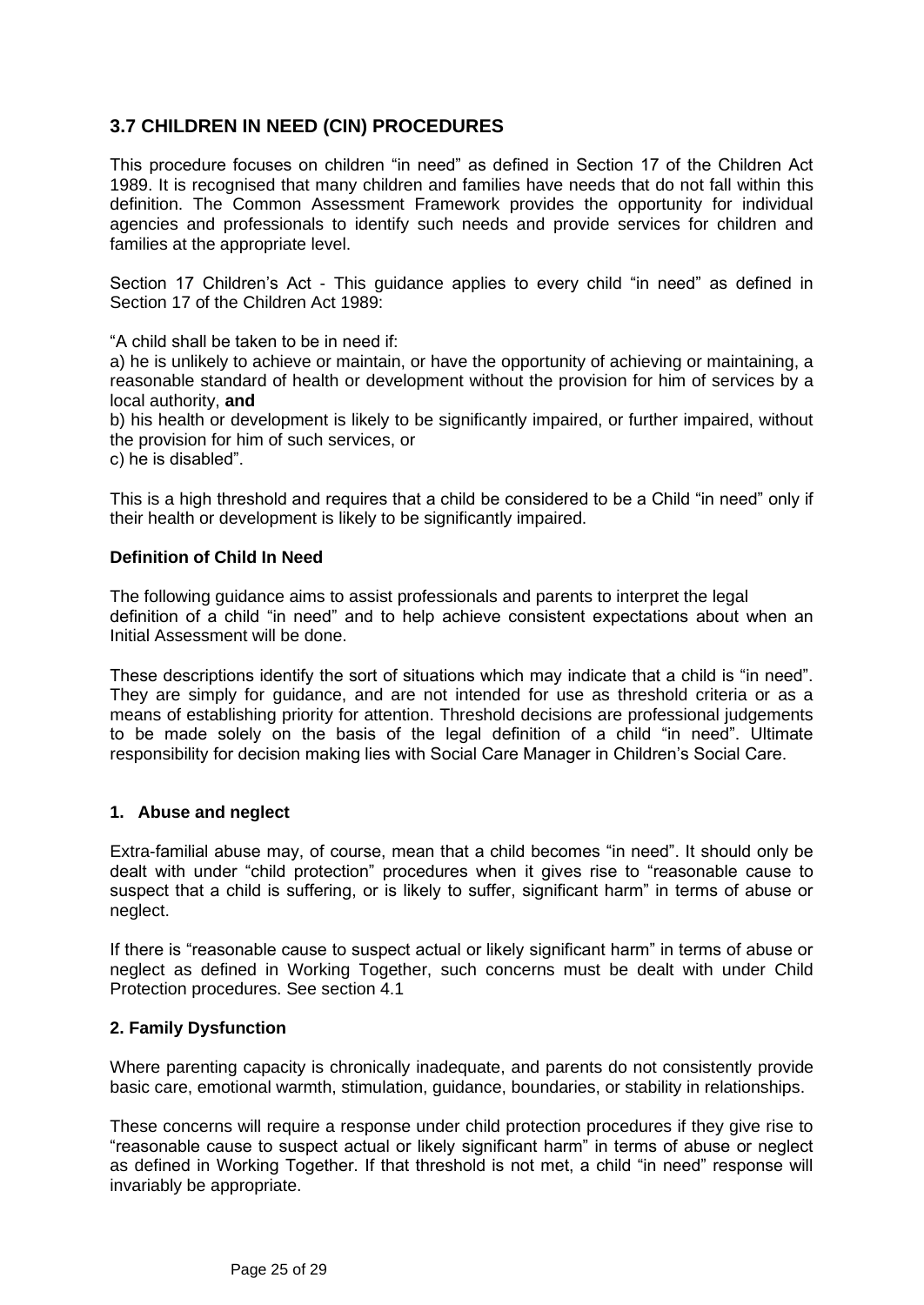## 3.7 CHILDREN IN NEED (CIN) PROCEDURES

This procedure focuses on children "in need" as defined in Section 17 of the Children Act 1989. It is recognised that many children and families have needs that do not fall within this definition. The Common Assessment Framework provides the opportunity for individual agencies and professionals to identify such needs and provide services for children and families at the appropriate level.

Section 17 Children's Act - This guidance applies to every child "in need" as defined in Section 17 of the Children Act 1989:

"A child shall be taken to be in need if:
a) he is unlikely to achieve or maintain, or have the opportunity of achieving or maintaining, a reasonable standard of health or development without the provision for him of services by a local authority, **and**
b) his health or development is likely to be significantly impaired, or further impaired, without the provision for him of such services, or
c) he is disabled".

This is a high threshold and requires that a child be considered to be a Child "in need" only if their health or development is likely to be significantly impaired.

### Definition of Child In Need

The following guidance aims to assist professionals and parents to interpret the legal definition of a child "in need" and to help achieve consistent expectations about when an Initial Assessment will be done.

These descriptions identify the sort of situations which may indicate that a child is "in need". They are simply for guidance, and are not intended for use as threshold criteria or as a means of establishing priority for attention. Threshold decisions are professional judgements to be made solely on the basis of the legal definition of a child "in need". Ultimate responsibility for decision making lies with Social Care Manager in Children's Social Care.

### 1. Abuse and neglect

Extra-familial abuse may, of course, mean that a child becomes "in need". It should only be dealt with under "child protection" procedures when it gives rise to "reasonable cause to suspect that a child is suffering, or is likely to suffer, significant harm" in terms of abuse or neglect.

If there is "reasonable cause to suspect actual or likely significant harm" in terms of abuse or neglect as defined in Working Together, such concerns must be dealt with under Child Protection procedures. See section 4.1

### 2. Family Dysfunction

Where parenting capacity is chronically inadequate, and parents do not consistently provide basic care, emotional warmth, stimulation, guidance, boundaries, or stability in relationships.

These concerns will require a response under child protection procedures if they give rise to "reasonable cause to suspect actual or likely significant harm" in terms of abuse or neglect as defined in Working Together. If that threshold is not met, a child "in need" response will invariably be appropriate.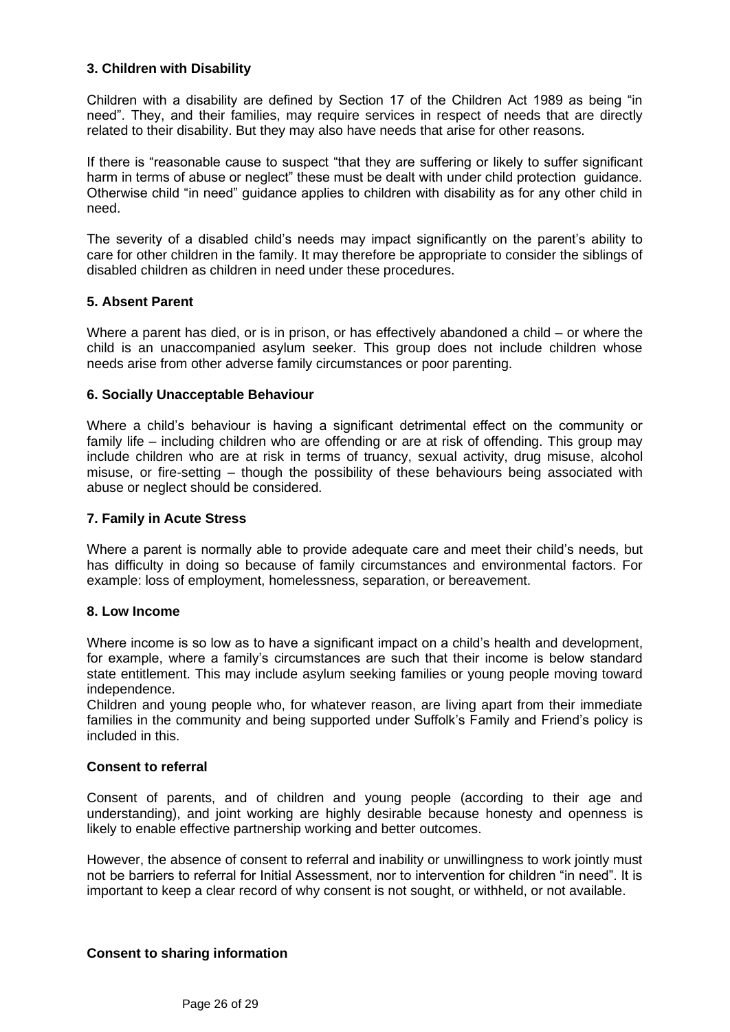### 3. Children with Disability

Children with a disability are defined by Section 17 of the Children Act 1989 as being "in need". They, and their families, may require services in respect of needs that are directly related to their disability. But they may also have needs that arise for other reasons.

If there is "reasonable cause to suspect "that they are suffering or likely to suffer significant harm in terms of abuse or neglect" these must be dealt with under child protection guidance. Otherwise child "in need" guidance applies to children with disability as for any other child in need.

The severity of a disabled child's needs may impact significantly on the parent's ability to care for other children in the family. It may therefore be appropriate to consider the siblings of disabled children as children in need under these procedures.

### 5. Absent Parent

Where a parent has died, or is in prison, or has effectively abandoned a child – or where the child is an unaccompanied asylum seeker. This group does not include children whose needs arise from other adverse family circumstances or poor parenting.

### 6. Socially Unacceptable Behaviour

Where a child's behaviour is having a significant detrimental effect on the community or family life – including children who are offending or are at risk of offending. This group may include children who are at risk in terms of truancy, sexual activity, drug misuse, alcohol misuse, or fire-setting – though the possibility of these behaviours being associated with abuse or neglect should be considered.

### 7. Family in Acute Stress

Where a parent is normally able to provide adequate care and meet their child's needs, but has difficulty in doing so because of family circumstances and environmental factors. For example: loss of employment, homelessness, separation, or bereavement.

### 8. Low Income

Where income is so low as to have a significant impact on a child's health and development, for example, where a family's circumstances are such that their income is below standard state entitlement. This may include asylum seeking families or young people moving toward independence.

Children and young people who, for whatever reason, are living apart from their immediate families in the community and being supported under Suffolk's Family and Friend's policy is included in this.

### Consent to referral

Consent of parents, and of children and young people (according to their age and understanding), and joint working are highly desirable because honesty and openness is likely to enable effective partnership working and better outcomes.

However, the absence of consent to referral and inability or unwillingness to work jointly must not be barriers to referral for Initial Assessment, nor to intervention for children "in need". It is important to keep a clear record of why consent is not sought, or withheld, or not available.

### Consent to sharing information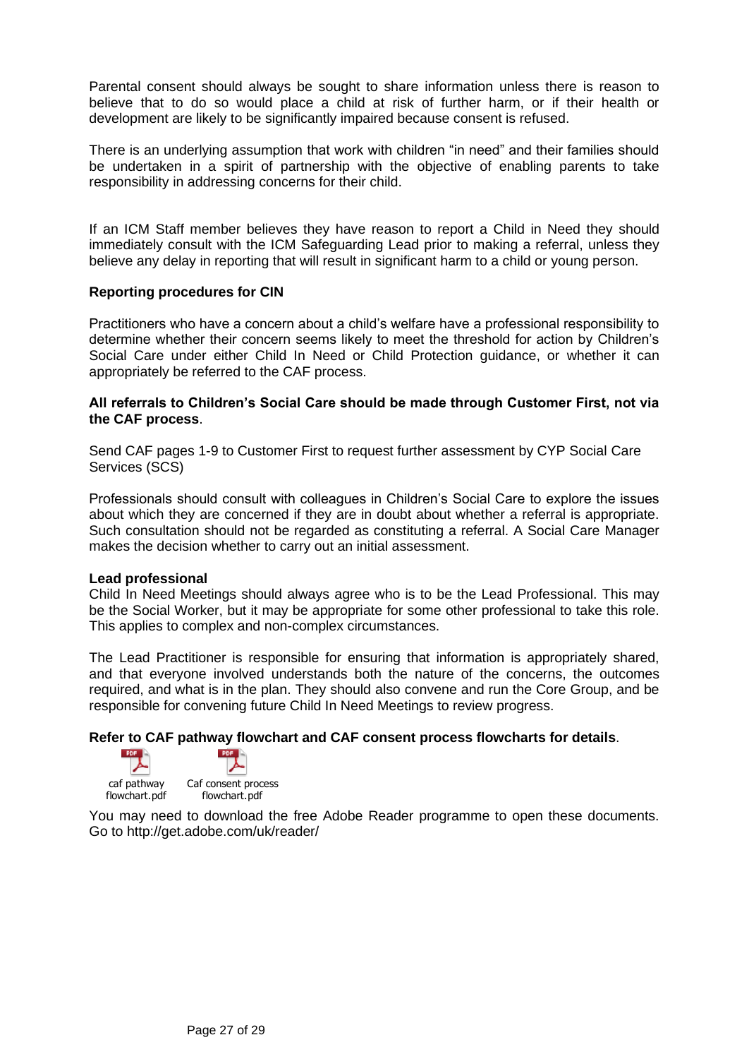Parental consent should always be sought to share information unless there is reason to believe that to do so would place a child at risk of further harm, or if their health or development are likely to be significantly impaired because consent is refused.

There is an underlying assumption that work with children "in need" and their families should be undertaken in a spirit of partnership with the objective of enabling parents to take responsibility in addressing concerns for their child.

If an ICM Staff member believes they have reason to report a Child in Need they should immediately consult with the ICM Safeguarding Lead prior to making a referral, unless they believe any delay in reporting that will result in significant harm to a child or young person.

**Reporting procedures for CIN**

Practitioners who have a concern about a child's welfare have a professional responsibility to determine whether their concern seems likely to meet the threshold for action by Children's Social Care under either Child In Need or Child Protection guidance, or whether it can appropriately be referred to the CAF process.

**All referrals to Children's Social Care should be made through Customer First, not via the CAF process**.

Send CAF pages 1-9 to Customer First to request further assessment by CYP Social Care Services (SCS)

Professionals should consult with colleagues in Children's Social Care to explore the issues about which they are concerned if they are in doubt about whether a referral is appropriate. Such consultation should not be regarded as constituting a referral. A Social Care Manager makes the decision whether to carry out an initial assessment.

**Lead professional**

Child In Need Meetings should always agree who is to be the Lead Professional. This may be the Social Worker, but it may be appropriate for some other professional to take this role. This applies to complex and non-complex circumstances.

The Lead Practitioner is responsible for ensuring that information is appropriately shared, and that everyone involved understands both the nature of the concerns, the outcomes required, and what is in the plan. They should also convene and run the Core Group, and be responsible for convening future Child In Need Meetings to review progress.

**Refer to CAF pathway flowchart and CAF consent process flowcharts for details**.

caf pathway flowchart.pdf

Caf consent process flowchart.pdf

You may need to download the free Adobe Reader programme to open these documents. Go to http://get.adobe.com/uk/reader/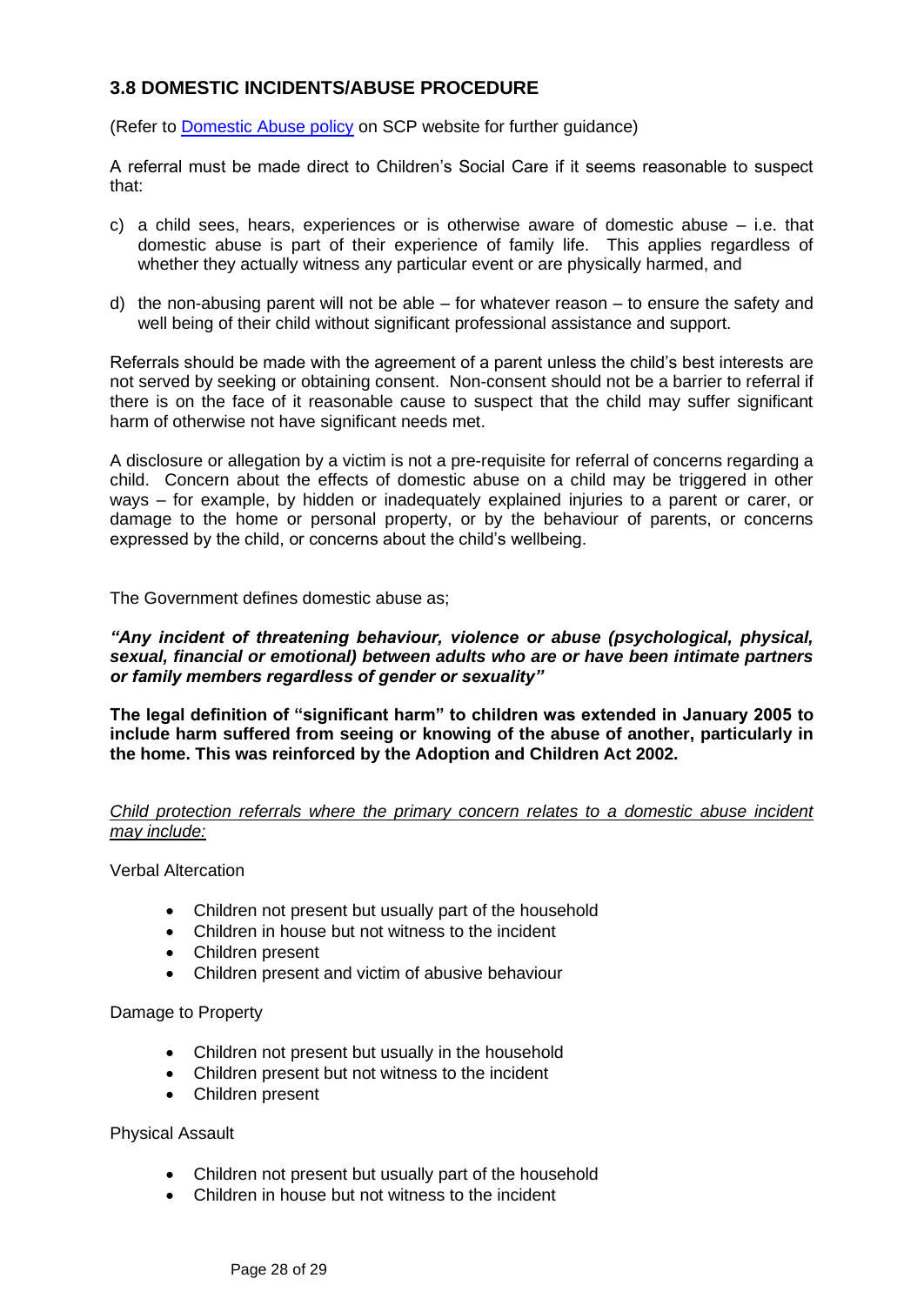## 3.8 DOMESTIC INCIDENTS/ABUSE PROCEDURE

(Refer to [Domestic Abuse policy]() on SCP website for further guidance)

A referral must be made direct to Children's Social Care if it seems reasonable to suspect that:

c) a child sees, hears, experiences or is otherwise aware of domestic abuse – i.e. that domestic abuse is part of their experience of family life. This applies regardless of whether they actually witness any particular event or are physically harmed, and

d) the non-abusing parent will not be able – for whatever reason – to ensure the safety and well being of their child without significant professional assistance and support.

Referrals should be made with the agreement of a parent unless the child's best interests are not served by seeking or obtaining consent. Non-consent should not be a barrier to referral if there is on the face of it reasonable cause to suspect that the child may suffer significant harm of otherwise not have significant needs met.

A disclosure or allegation by a victim is not a pre-requisite for referral of concerns regarding a child. Concern about the effects of domestic abuse on a child may be triggered in other ways – for example, by hidden or inadequately explained injuries to a parent or carer, or damage to the home or personal property, or by the behaviour of parents, or concerns expressed by the child, or concerns about the child's wellbeing.

The Government defines domestic abuse as;

***"Any incident of threatening behaviour, violence or abuse (psychological, physical, sexual, financial or emotional) between adults who are or have been intimate partners or family members regardless of gender or sexuality"***

**The legal definition of "significant harm" to children was extended in January 2005 to include harm suffered from seeing or knowing of the abuse of another, particularly in the home. This was reinforced by the Adoption and Children Act 2002.**

*Child protection referrals where the primary concern relates to a domestic abuse incident may include:*

Verbal Altercation

- Children not present but usually part of the household
- Children in house but not witness to the incident
- Children present
- Children present and victim of abusive behaviour

Damage to Property

- Children not present but usually in the household
- Children present but not witness to the incident
- Children present

Physical Assault

- Children not present but usually part of the household
- Children in house but not witness to the incident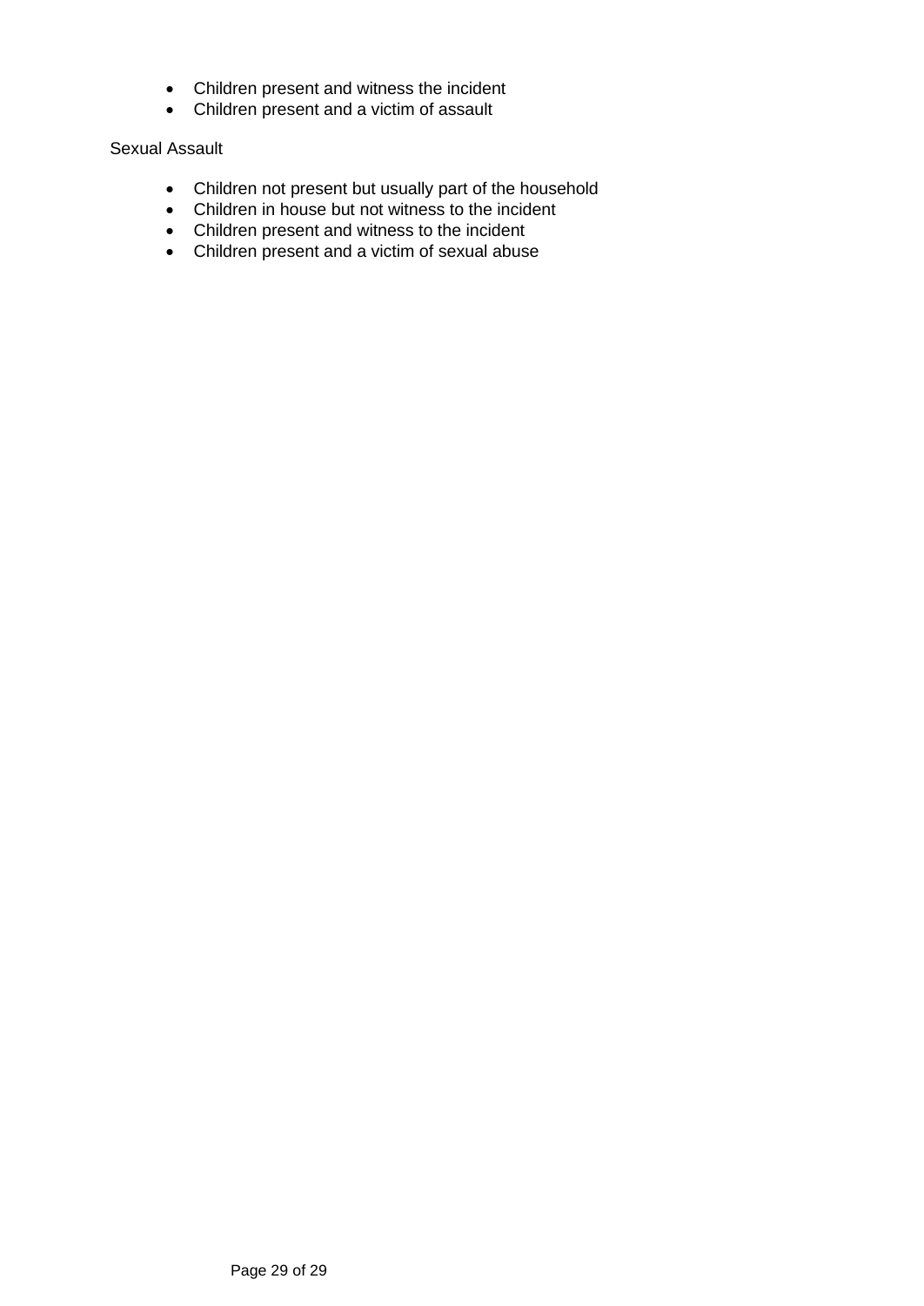- Children present and witness the incident
- Children present and a victim of assault

Sexual Assault

- Children not present but usually part of the household
- Children in house but not witness to the incident
- Children present and witness to the incident
- Children present and a victim of sexual abuse